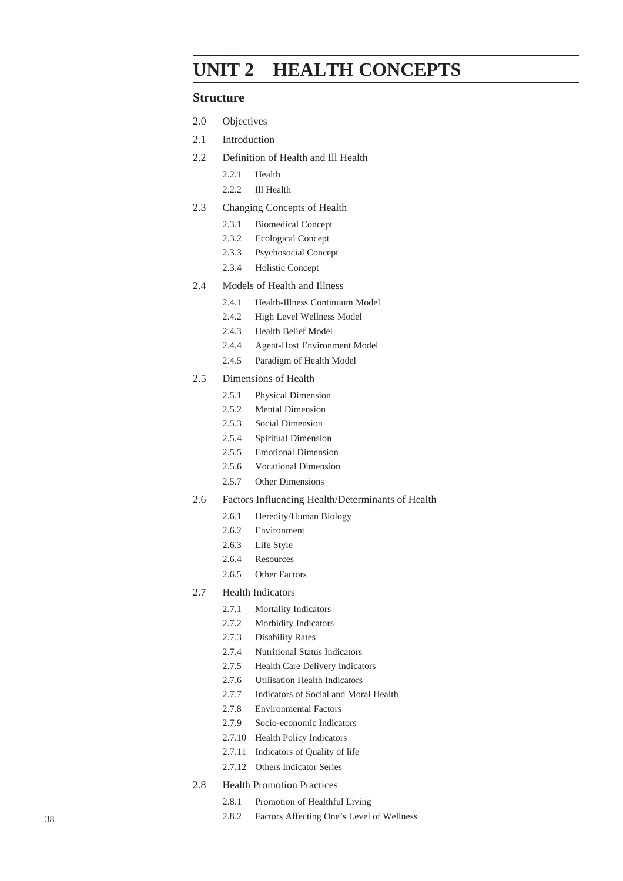# UNIT 2 HEALTH CONCEPTS

## Structure

- 2.0 Objectives
- 2.1 Introduction
- 2.2 Definition of Health and Ill Health
  - 2.2.1 Health
  - 2.2.2 Ill Health
- 2.3 Changing Concepts of Health
  - 2.3.1 Biomedical Concept
  - 2.3.2 Ecological Concept
  - 2.3.3 Psychosocial Concept
  - 2.3.4 Holistic Concept
- 2.4 Models of Health and Illness
  - 2.4.1 Health-Illness Continuum Model
  - 2.4.2 High Level Wellness Model
  - 2.4.3 Health Belief Model
  - 2.4.4 Agent-Host Environment Model
  - 2.4.5 Paradigm of Health Model
- 2.5 Dimensions of Health
  - 2.5.1 Physical Dimension
  - 2.5.2 Mental Dimension
  - 2.5.3 Social Dimension
  - 2.5.4 Spiritual Dimension
  - 2.5.5 Emotional Dimension
  - 2.5.6 Vocational Dimension
  - 2.5.7 Other Dimensions
- 2.6 Factors Influencing Health/Determinants of Health
  - 2.6.1 Heredity/Human Biology
  - 2.6.2 Environment
  - 2.6.3 Life Style
  - 2.6.4 Resources
  - 2.6.5 Other Factors
- 2.7 Health Indicators
  - 2.7.1 Mortality Indicators
  - 2.7.2 Morbidity Indicators
  - 2.7.3 Disability Rates
  - 2.7.4 Nutritional Status Indicators
  - 2.7.5 Health Care Delivery Indicators
  - 2.7.6 Utilisation Health Indicators
  - 2.7.7 Indicators of Social and Moral Health
  - 2.7.8 Environmental Factors
  - 2.7.9 Socio-economic Indicators
  - 2.7.10 Health Policy Indicators
  - 2.7.11 Indicators of Quality of life
  - 2.7.12 Others Indicator Series
- 2.8 Health Promotion Practices
  - 2.8.1 Promotion of Healthful Living
  - 2.8.2 Factors Affecting One's Level of Wellness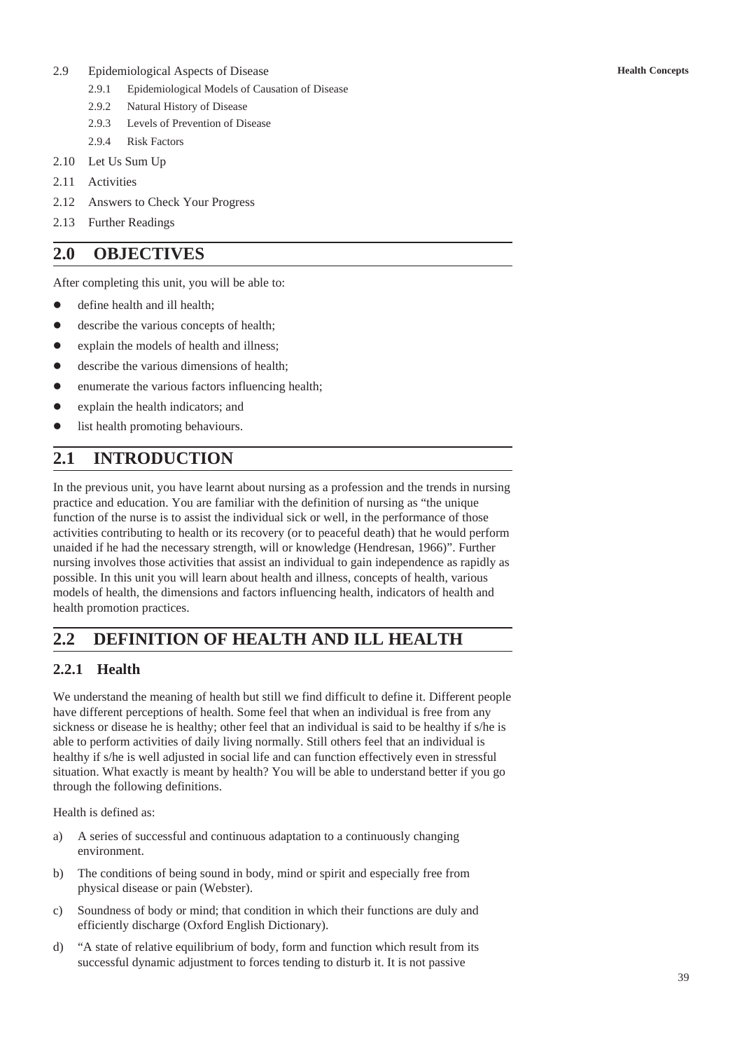2.9 Epidemiological Aspects of Disease

- 2.9.1 Epidemiological Models of Causation of Disease
- 2.9.2 Natural History of Disease
- 2.9.3 Levels of Prevention of Disease
- 2.9.4 Risk Factors

2.10 Let Us Sum Up

2.11 Activities

2.12 Answers to Check Your Progress

2.13 Further Readings

## 2.0 OBJECTIVES

After completing this unit, you will be able to:

- define health and ill health;
- describe the various concepts of health;
- explain the models of health and illness;
- describe the various dimensions of health;
- enumerate the various factors influencing health;
- explain the health indicators; and
- list health promoting behaviours.

## 2.1 INTRODUCTION

In the previous unit, you have learnt about nursing as a profession and the trends in nursing practice and education. You are familiar with the definition of nursing as "the unique function of the nurse is to assist the individual sick or well, in the performance of those activities contributing to health or its recovery (or to peaceful death) that he would perform unaided if he had the necessary strength, will or knowledge (Hendresan, 1966)". Further nursing involves those activities that assist an individual to gain independence as rapidly as possible. In this unit you will learn about health and illness, concepts of health, various models of health, the dimensions and factors influencing health, indicators of health and health promotion practices.

## 2.2 DEFINITION OF HEALTH AND ILL HEALTH

### 2.2.1 Health

We understand the meaning of health but still we find difficult to define it. Different people have different perceptions of health. Some feel that when an individual is free from any sickness or disease he is healthy; other feel that an individual is said to be healthy if s/he is able to perform activities of daily living normally. Still others feel that an individual is healthy if s/he is well adjusted in social life and can function effectively even in stressful situation. What exactly is meant by health? You will be able to understand better if you go through the following definitions.

Health is defined as:

a) A series of successful and continuous adaptation to a continuously changing environment.

b) The conditions of being sound in body, mind or spirit and especially free from physical disease or pain (Webster).

c) Soundness of body or mind; that condition in which their functions are duly and efficiently discharge (Oxford English Dictionary).

d) "A state of relative equilibrium of body, form and function which result from its successful dynamic adjustment to forces tending to disturb it. It is not passive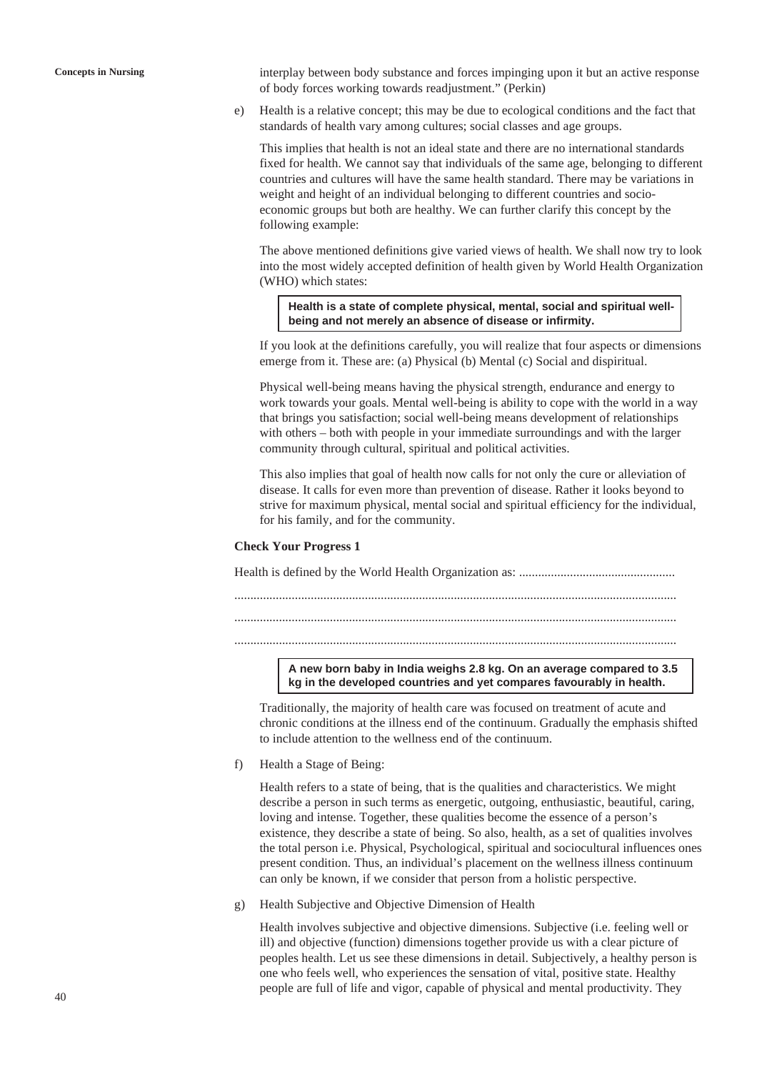interplay between body substance and forces impinging upon it but an active response of body forces working towards readjustment." (Perkin)

e) Health is a relative concept; this may be due to ecological conditions and the fact that standards of health vary among cultures; social classes and age groups.

This implies that health is not an ideal state and there are no international standards fixed for health. We cannot say that individuals of the same age, belonging to different countries and cultures will have the same health standard. There may be variations in weight and height of an individual belonging to different countries and socio-economic groups but both are healthy. We can further clarify this concept by the following example:

The above mentioned definitions give varied views of health. We shall now try to look into the most widely accepted definition of health given by World Health Organization (WHO) which states:

**Health is a state of complete physical, mental, social and spiritual well-being and not merely an absence of disease or infirmity.**

If you look at the definitions carefully, you will realize that four aspects or dimensions emerge from it. These are: (a) Physical (b) Mental (c) Social and dispiritual.

Physical well-being means having the physical strength, endurance and energy to work towards your goals. Mental well-being is ability to cope with the world in a way that brings you satisfaction; social well-being means development of relationships with others – both with people in your immediate surroundings and with the larger community through cultural, spiritual and political activities.

This also implies that goal of health now calls for not only the cure or alleviation of disease. It calls for even more than prevention of disease. Rather it looks beyond to strive for maximum physical, mental social and spiritual efficiency for the individual, for his family, and for the community.

**Check Your Progress 1**

Health is defined by the World Health Organization as: .................................................

..........................................................................................................................................

..........................................................................................................................................

..........................................................................................................................................

**A new born baby in India weighs 2.8 kg. On an average compared to 3.5 kg in the developed countries and yet compares favourably in health.**

Traditionally, the majority of health care was focused on treatment of acute and chronic conditions at the illness end of the continuum. Gradually the emphasis shifted to include attention to the wellness end of the continuum.

f) Health a Stage of Being:

Health refers to a state of being, that is the qualities and characteristics. We might describe a person in such terms as energetic, outgoing, enthusiastic, beautiful, caring, loving and intense. Together, these qualities become the essence of a person's existence, they describe a state of being. So also, health, as a set of qualities involves the total person i.e. Physical, Psychological, spiritual and sociocultural influences ones present condition. Thus, an individual's placement on the wellness illness continuum can only be known, if we consider that person from a holistic perspective.

g) Health Subjective and Objective Dimension of Health

Health involves subjective and objective dimensions. Subjective (i.e. feeling well or ill) and objective (function) dimensions together provide us with a clear picture of peoples health. Let us see these dimensions in detail. Subjectively, a healthy person is one who feels well, who experiences the sensation of vital, positive state. Healthy people are full of life and vigor, capable of physical and mental productivity. They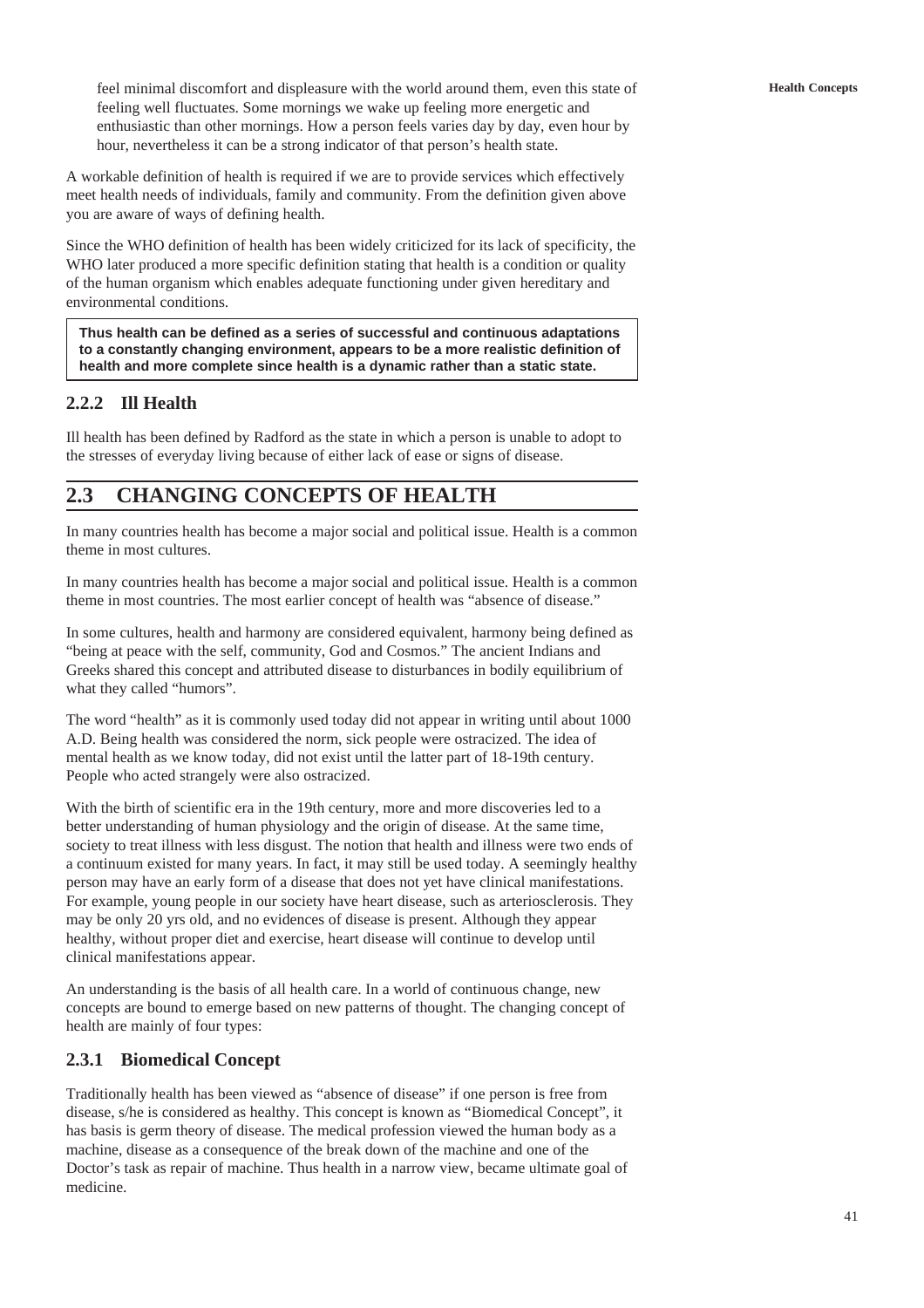feel minimal discomfort and displeasure with the world around them, even this state of feeling well fluctuates. Some mornings we wake up feeling more energetic and enthusiastic than other mornings. How a person feels varies day by day, even hour by hour, nevertheless it can be a strong indicator of that person's health state.

A workable definition of health is required if we are to provide services which effectively meet health needs of individuals, family and community. From the definition given above you are aware of ways of defining health.

Since the WHO definition of health has been widely criticized for its lack of specificity, the WHO later produced a more specific definition stating that health is a condition or quality of the human organism which enables adequate functioning under given hereditary and environmental conditions.

**Thus health can be defined as a series of successful and continuous adaptations to a constantly changing environment, appears to be a more realistic definition of health and more complete since health is a dynamic rather than a static state.**

### 2.2.2 Ill Health

Ill health has been defined by Radford as the state in which a person is unable to adopt to the stresses of everyday living because of either lack of ease or signs of disease.

## 2.3 CHANGING CONCEPTS OF HEALTH

In many countries health has become a major social and political issue. Health is a common theme in most cultures.

In many countries health has become a major social and political issue. Health is a common theme in most countries. The most earlier concept of health was "absence of disease."

In some cultures, health and harmony are considered equivalent, harmony being defined as "being at peace with the self, community, God and Cosmos." The ancient Indians and Greeks shared this concept and attributed disease to disturbances in bodily equilibrium of what they called "humors".

The word "health" as it is commonly used today did not appear in writing until about 1000 A.D. Being health was considered the norm, sick people were ostracized. The idea of mental health as we know today, did not exist until the latter part of 18-19th century. People who acted strangely were also ostracized.

With the birth of scientific era in the 19th century, more and more discoveries led to a better understanding of human physiology and the origin of disease. At the same time, society to treat illness with less disgust. The notion that health and illness were two ends of a continuum existed for many years. In fact, it may still be used today. A seemingly healthy person may have an early form of a disease that does not yet have clinical manifestations. For example, young people in our society have heart disease, such as arteriosclerosis. They may be only 20 yrs old, and no evidences of disease is present. Although they appear healthy, without proper diet and exercise, heart disease will continue to develop until clinical manifestations appear.

An understanding is the basis of all health care. In a world of continuous change, new concepts are bound to emerge based on new patterns of thought. The changing concept of health are mainly of four types:

### 2.3.1 Biomedical Concept

Traditionally health has been viewed as "absence of disease" if one person is free from disease, s/he is considered as healthy. This concept is known as "Biomedical Concept", it has basis is germ theory of disease. The medical profession viewed the human body as a machine, disease as a consequence of the break down of the machine and one of the Doctor's task as repair of machine. Thus health in a narrow view, became ultimate goal of medicine.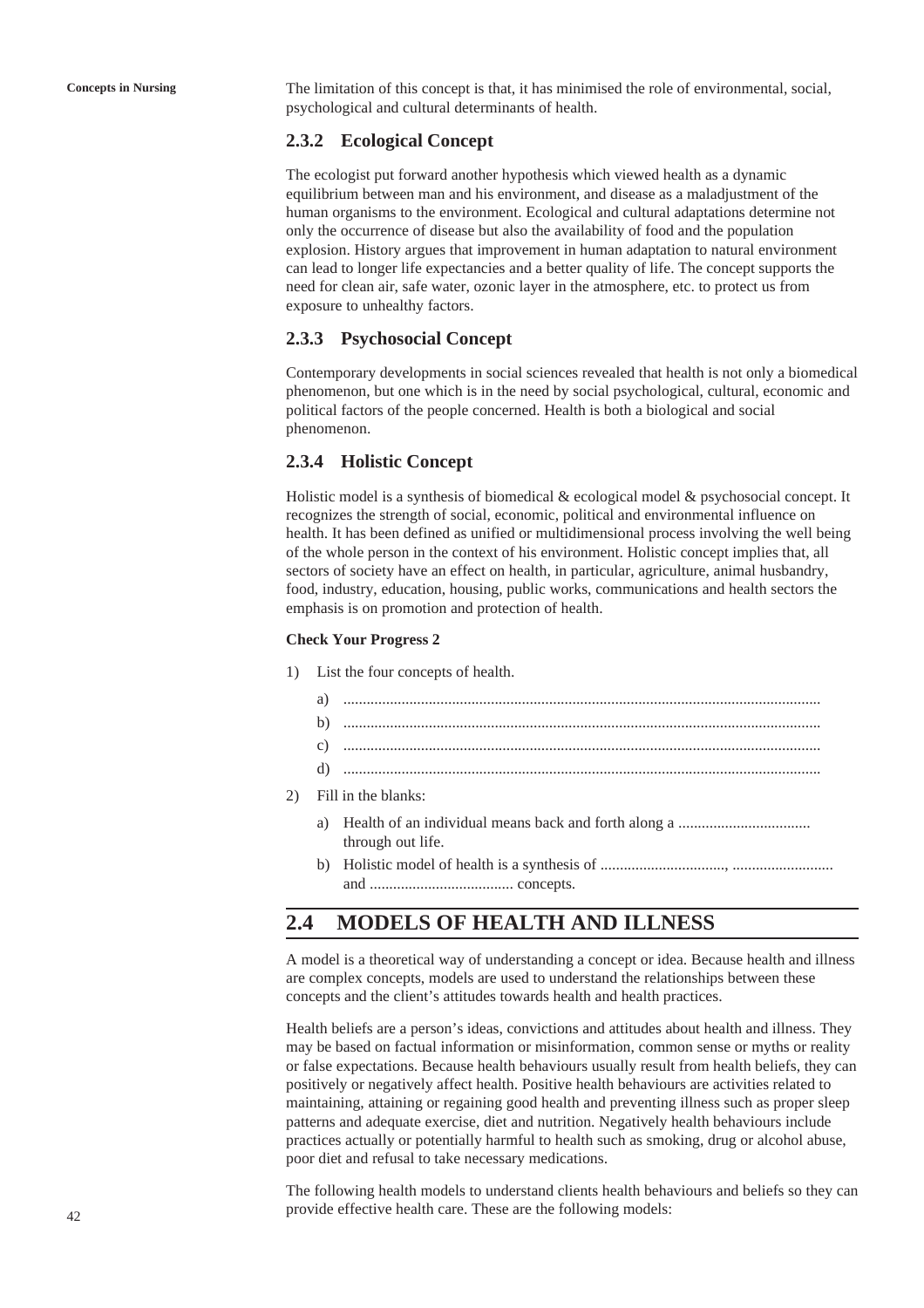The limitation of this concept is that, it has minimised the role of environmental, social, psychological and cultural determinants of health.

### 2.3.2 Ecological Concept

The ecologist put forward another hypothesis which viewed health as a dynamic equilibrium between man and his environment, and disease as a maladjustment of the human organisms to the environment. Ecological and cultural adaptations determine not only the occurrence of disease but also the availability of food and the population explosion. History argues that improvement in human adaptation to natural environment can lead to longer life expectancies and a better quality of life. The concept supports the need for clean air, safe water, ozonic layer in the atmosphere, etc. to protect us from exposure to unhealthy factors.

### 2.3.3 Psychosocial Concept

Contemporary developments in social sciences revealed that health is not only a biomedical phenomenon, but one which is in the need by social psychological, cultural, economic and political factors of the people concerned. Health is both a biological and social phenomenon.

### 2.3.4 Holistic Concept

Holistic model is a synthesis of biomedical & ecological model & psychosocial concept. It recognizes the strength of social, economic, political and environmental influence on health. It has been defined as unified or multidimensional process involving the well being of the whole person in the context of his environment. Holistic concept implies that, all sectors of society have an effect on health, in particular, agriculture, animal husbandry, food, industry, education, housing, public works, communications and health sectors the emphasis is on promotion and protection of health.

**Check Your Progress 2**

1) List the four concepts of health.

   a) ..........................................................................................................................

   b) ..........................................................................................................................

   c) ..........................................................................................................................

   d) ..........................................................................................................................

2) Fill in the blanks:

   a) Health of an individual means back and forth along a .................................. through out life.

   b) Holistic model of health is a synthesis of ................................, .......................... and ..................................... concepts.

## 2.4 MODELS OF HEALTH AND ILLNESS

A model is a theoretical way of understanding a concept or idea. Because health and illness are complex concepts, models are used to understand the relationships between these concepts and the client's attitudes towards health and health practices.

Health beliefs are a person's ideas, convictions and attitudes about health and illness. They may be based on factual information or misinformation, common sense or myths or reality or false expectations. Because health behaviours usually result from health beliefs, they can positively or negatively affect health. Positive health behaviours are activities related to maintaining, attaining or regaining good health and preventing illness such as proper sleep patterns and adequate exercise, diet and nutrition. Negatively health behaviours include practices actually or potentially harmful to health such as smoking, drug or alcohol abuse, poor diet and refusal to take necessary medications.

The following health models to understand clients health behaviours and beliefs so they can provide effective health care. These are the following models: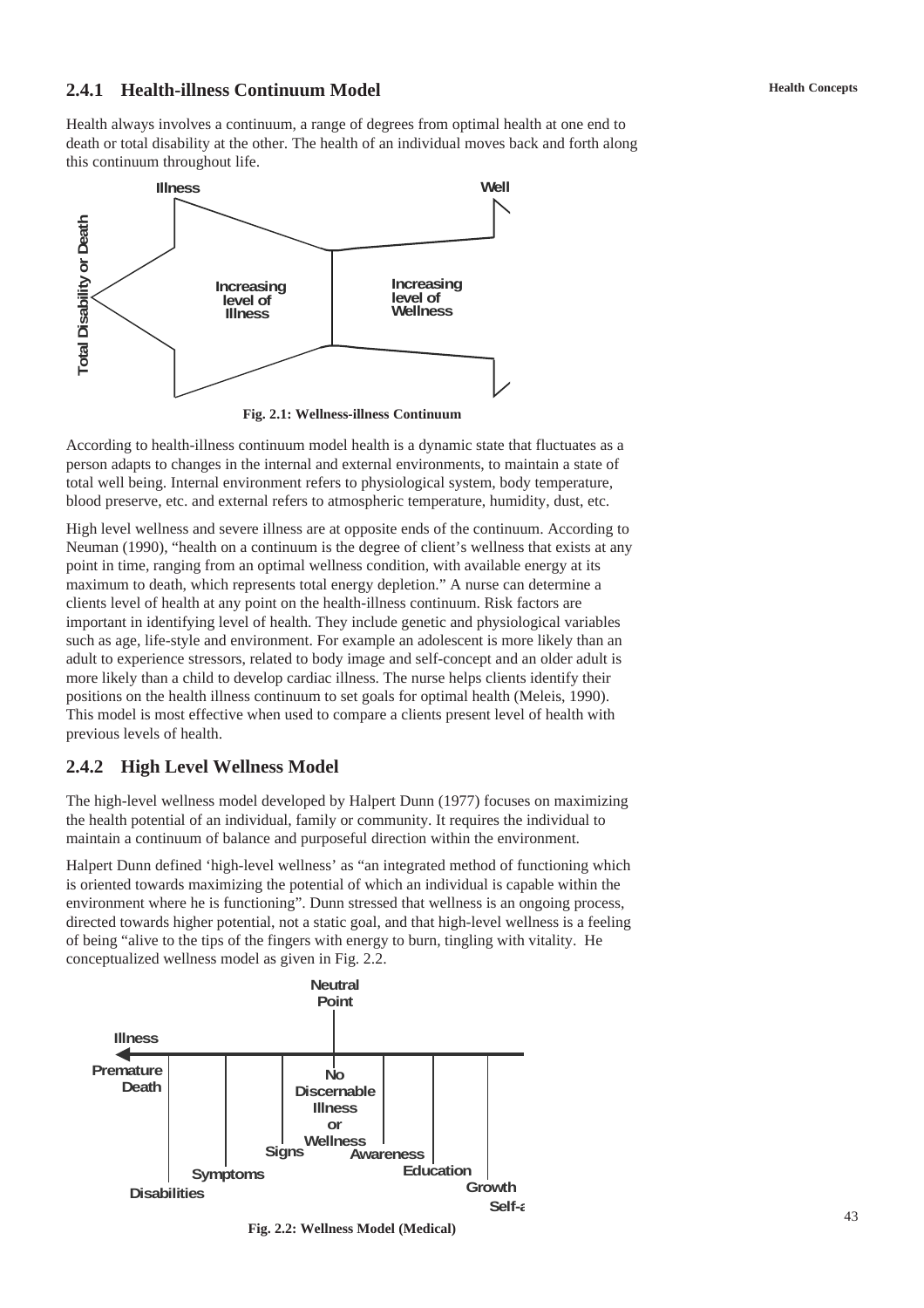### 2.4.1 Health-illness Continuum Model

Health always involves a continuum, a range of degrees from optimal health at one end to death or total disability at the other. The health of an individual moves back and forth along this continuum throughout life.

Illness

Well

Total Disability or Death

Increasing level of Illness

Increasing level of Wellness

**Fig. 2.1: Wellness-illness Continuum**

According to health-illness continuum model health is a dynamic state that fluctuates as a person adapts to changes in the internal and external environments, to maintain a state of total well being. Internal environment refers to physiological system, body temperature, blood preserve, etc. and external refers to atmospheric temperature, humidity, dust, etc.

High level wellness and severe illness are at opposite ends of the continuum. According to Neuman (1990), "health on a continuum is the degree of client's wellness that exists at any point in time, ranging from an optimal wellness condition, with available energy at its maximum to death, which represents total energy depletion." A nurse can determine a clients level of health at any point on the health-illness continuum. Risk factors are important in identifying level of health. They include genetic and physiological variables such as age, life-style and environment. For example an adolescent is more likely than an adult to experience stressors, related to body image and self-concept and an older adult is more likely than a child to develop cardiac illness. The nurse helps clients identify their positions on the health illness continuum to set goals for optimal health (Meleis, 1990). This model is most effective when used to compare a clients present level of health with previous levels of health.

### 2.4.2 High Level Wellness Model

The high-level wellness model developed by Halpert Dunn (1977) focuses on maximizing the health potential of an individual, family or community. It requires the individual to maintain a continuum of balance and purposeful direction within the environment.

Halpert Dunn defined 'high-level wellness' as "an integrated method of functioning which is oriented towards maximizing the potential of which an individual is capable within the environment where he is functioning". Dunn stressed that wellness is an ongoing process, directed towards higher potential, not a static goal, and that high-level wellness is a feeling of being "alive to the tips of the fingers with energy to burn, tingling with vitality. He conceptualized wellness model as given in Fig. 2.2.

Neutral Point

Illness

Premature Death

No Discernable Illness or Wellness

Signs

Awareness

Symptoms

Education

Disabilities

Growth

Self-a

**Fig. 2.2: Wellness Model (Medical)**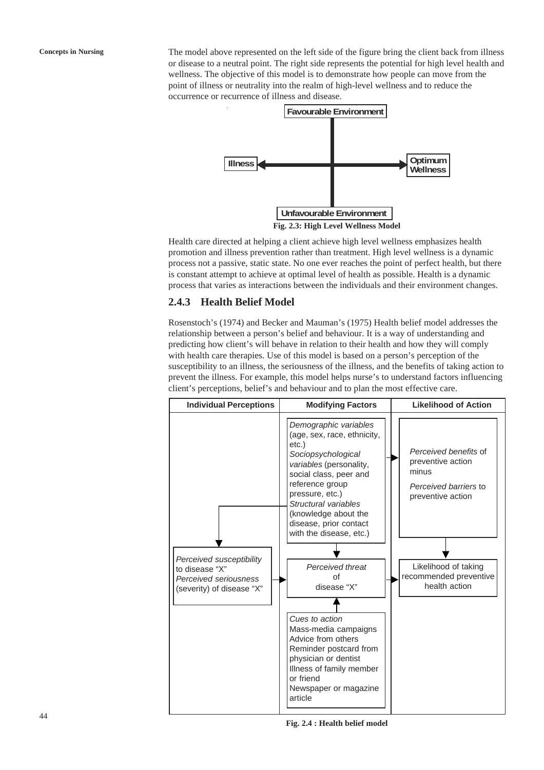The model above represented on the left side of the figure bring the client back from illness or disease to a neutral point. The right side represents the potential for high level health and wellness. The objective of this model is to demonstrate how people can move from the point of illness or neutrality into the realm of high-level wellness and to reduce the occurrence or recurrence of illness and disease.

Favourable Environment

Illness ⟷ Optimum Wellness

Unfavourable Environment

**Fig. 2.3: High Level Wellness Model**

Health care directed at helping a client achieve high level wellness emphasizes health promotion and illness prevention rather than treatment. High level wellness is a dynamic process not a passive, static state. No one ever reaches the point of perfect health, but there is constant attempt to achieve at optimal level of health as possible. Health is a dynamic process that varies as interactions between the individuals and their environment changes.

## 2.4.3 Health Belief Model

Rosenstoch's (1974) and Becker and Mauman's (1975) Health belief model addresses the relationship between a person's belief and behaviour. It is a way of understanding and predicting how client's will behave in relation to their health and how they will comply with health care therapies. Use of this model is based on a person's perception of the susceptibility to an illness, the seriousness of the illness, and the benefits of taking action to prevent the illness. For example, this model helps nurse's to understand factors influencing client's perceptions, belief's and behaviour and to plan the most effective care.

| Individual Perceptions | Modifying Factors | Likelihood of Action |
|---|---|---|
| | *Demographic variables* (age, sex, race, ethnicity, etc.) *Sociopsychological variables* (personality, social class, peer and reference group pressure, etc.) *Structural variables* (knowledge about the disease, prior contact with the disease, etc.) | *Perceived benefits* of preventive action minus *Perceived barriers* to preventive action |
| *Perceived susceptibility* to disease "X" *Perceived seriousness* (severity) of disease "X" | *Perceived threat* of disease "X" | Likelihood of taking recommended preventive health action |
| | *Cues to action* Mass-media campaigns Advice from others Reminder postcard from physician or dentist Illness of family member or friend Newspaper or magazine article | |

**Fig. 2.4 : Health belief model**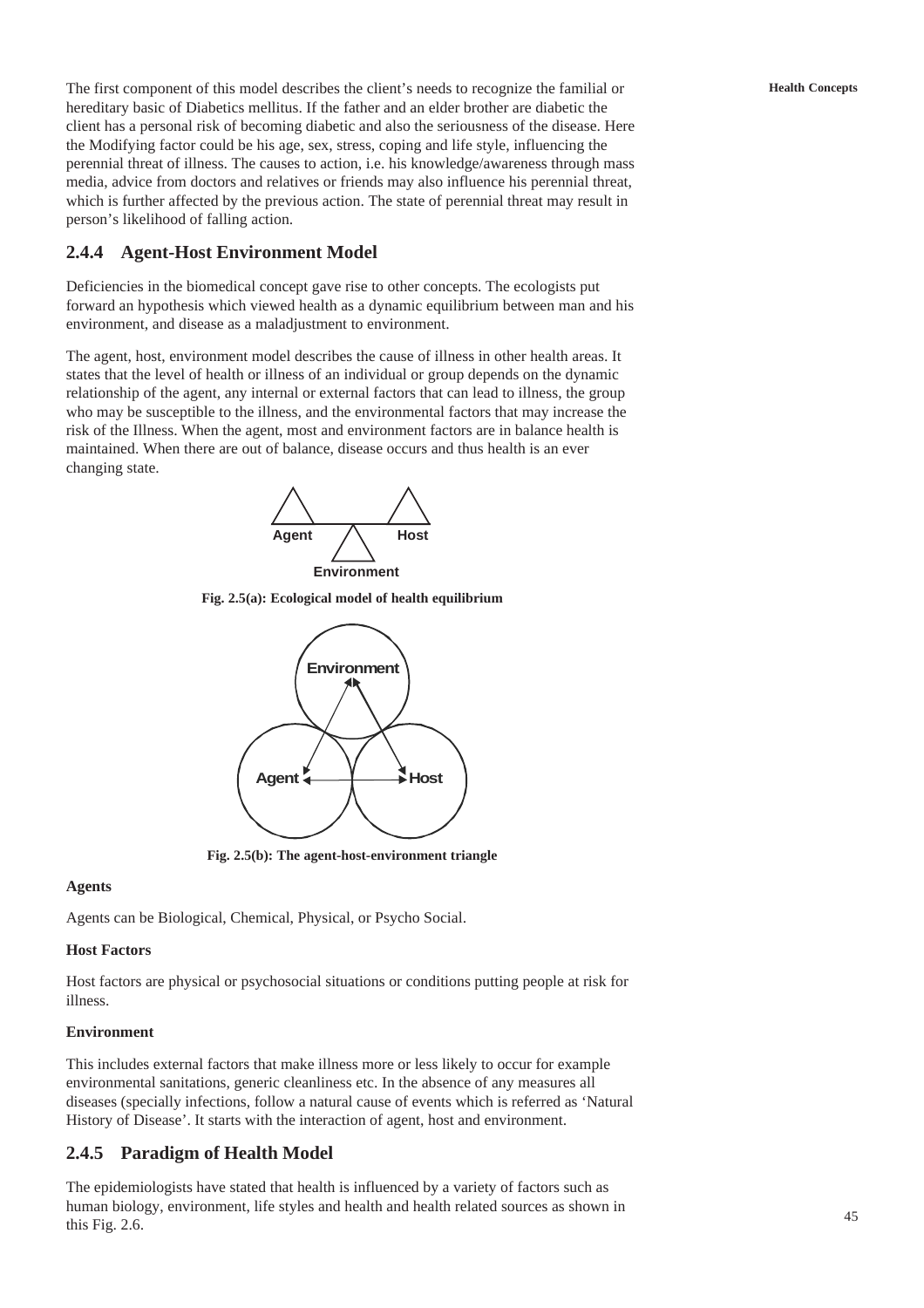The first component of this model describes the client's needs to recognize the familial or hereditary basic of Diabetics mellitus. If the father and an elder brother are diabetic the client has a personal risk of becoming diabetic and also the seriousness of the disease. Here the Modifying factor could be his age, sex, stress, coping and life style, influencing the perennial threat of illness. The causes to action, i.e. his knowledge/awareness through mass media, advice from doctors and relatives or friends may also influence his perennial threat, which is further affected by the previous action. The state of perennial threat may result in person's likelihood of falling action.

## 2.4.4 Agent-Host Environment Model

Deficiencies in the biomedical concept gave rise to other concepts. The ecologists put forward an hypothesis which viewed health as a dynamic equilibrium between man and his environment, and disease as a maladjustment to environment.

The agent, host, environment model describes the cause of illness in other health areas. It states that the level of health or illness of an individual or group depends on the dynamic relationship of the agent, any internal or external factors that can lead to illness, the group who may be susceptible to the illness, and the environmental factors that may increase the risk of the Illness. When the agent, most and environment factors are in balance health is maintained. When there are out of balance, disease occurs and thus health is an ever changing state.

Agent Host

Environment

**Fig. 2.5(a): Ecological model of health equilibrium**

Environment

Agent Host

**Fig. 2.5(b): The agent-host-environment triangle**

**Agents**

Agents can be Biological, Chemical, Physical, or Psycho Social.

**Host Factors**

Host factors are physical or psychosocial situations or conditions putting people at risk for illness.

**Environment**

This includes external factors that make illness more or less likely to occur for example environmental sanitations, generic cleanliness etc. In the absence of any measures all diseases (specially infections, follow a natural cause of events which is referred as 'Natural History of Disease'. It starts with the interaction of agent, host and environment.

## 2.4.5 Paradigm of Health Model

The epidemiologists have stated that health is influenced by a variety of factors such as human biology, environment, life styles and health and health related sources as shown in this Fig. 2.6.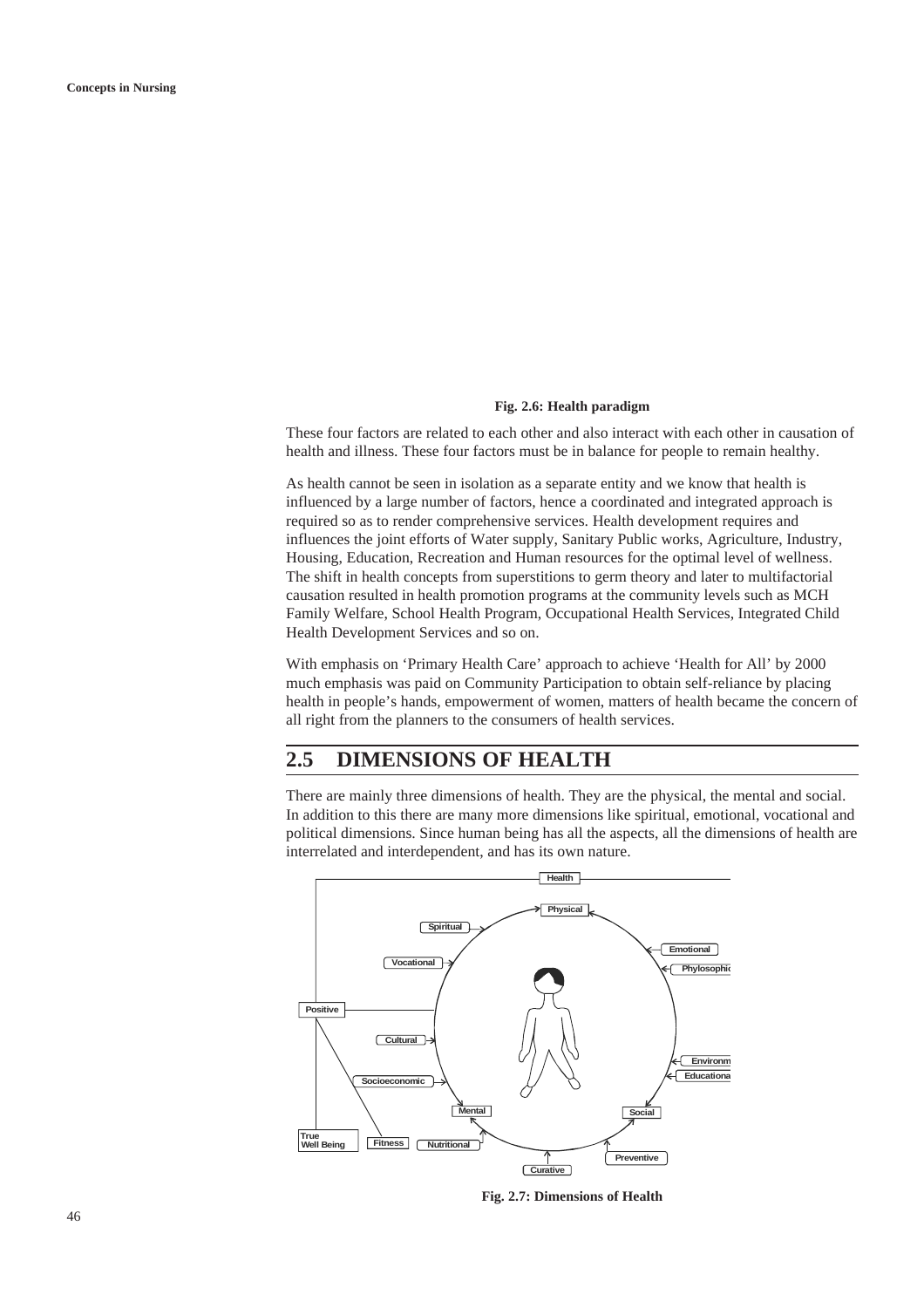**Fig. 2.6: Health paradigm**

These four factors are related to each other and also interact with each other in causation of health and illness. These four factors must be in balance for people to remain healthy.

As health cannot be seen in isolation as a separate entity and we know that health is influenced by a large number of factors, hence a coordinated and integrated approach is required so as to render comprehensive services. Health development requires and influences the joint efforts of Water supply, Sanitary Public works, Agriculture, Industry, Housing, Education, Recreation and Human resources for the optimal level of wellness. The shift in health concepts from superstitions to germ theory and later to multifactorial causation resulted in health promotion programs at the community levels such as MCH Family Welfare, School Health Program, Occupational Health Services, Integrated Child Health Development Services and so on.

With emphasis on 'Primary Health Care' approach to achieve 'Health for All' by 2000 much emphasis was paid on Community Participation to obtain self-reliance by placing health in people's hands, empowerment of women, matters of health became the concern of all right from the planners to the consumers of health services.

## 2.5 DIMENSIONS OF HEALTH

There are mainly three dimensions of health. They are the physical, the mental and social. In addition to this there are many more dimensions like spiritual, emotional, vocational and political dimensions. Since human being has all the aspects, all the dimensions of health are interrelated and interdependent, and has its own nature.

Health, Physical, Spiritual, Emotional, Phylosophic, Vocational, Positive, Cultural, Environm, Educationa, Socioeconomic, Mental, Social, True Well Being, Fitness, Nutritional, Preventive, Curative

**Fig. 2.7: Dimensions of Health**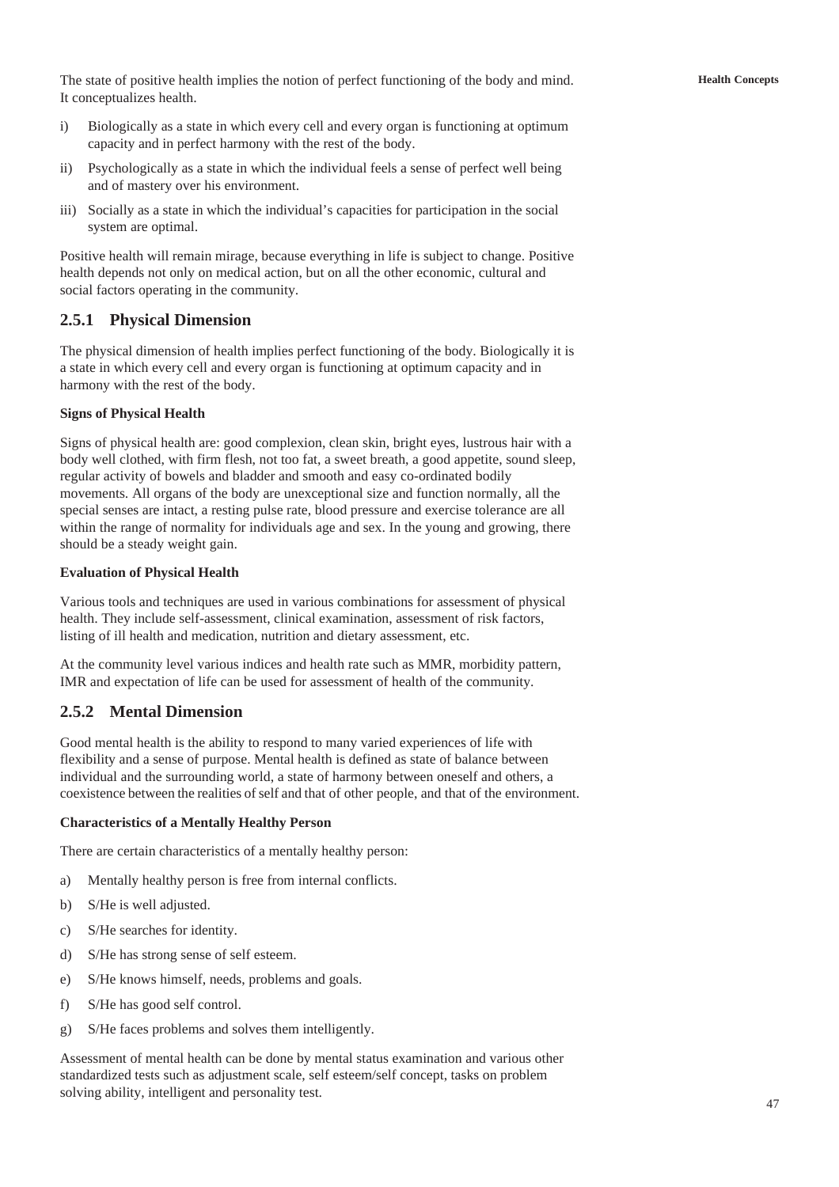The state of positive health implies the notion of perfect functioning of the body and mind. It conceptualizes health.

i) Biologically as a state in which every cell and every organ is functioning at optimum capacity and in perfect harmony with the rest of the body.

ii) Psychologically as a state in which the individual feels a sense of perfect well being and of mastery over his environment.

iii) Socially as a state in which the individual's capacities for participation in the social system are optimal.

Positive health will remain mirage, because everything in life is subject to change. Positive health depends not only on medical action, but on all the other economic, cultural and social factors operating in the community.

## 2.5.1 Physical Dimension

The physical dimension of health implies perfect functioning of the body. Biologically it is a state in which every cell and every organ is functioning at optimum capacity and in harmony with the rest of the body.

**Signs of Physical Health**

Signs of physical health are: good complexion, clean skin, bright eyes, lustrous hair with a body well clothed, with firm flesh, not too fat, a sweet breath, a good appetite, sound sleep, regular activity of bowels and bladder and smooth and easy co-ordinated bodily movements. All organs of the body are unexceptional size and function normally, all the special senses are intact, a resting pulse rate, blood pressure and exercise tolerance are all within the range of normality for individuals age and sex. In the young and growing, there should be a steady weight gain.

**Evaluation of Physical Health**

Various tools and techniques are used in various combinations for assessment of physical health. They include self-assessment, clinical examination, assessment of risk factors, listing of ill health and medication, nutrition and dietary assessment, etc.

At the community level various indices and health rate such as MMR, morbidity pattern, IMR and expectation of life can be used for assessment of health of the community.

## 2.5.2 Mental Dimension

Good mental health is the ability to respond to many varied experiences of life with flexibility and a sense of purpose. Mental health is defined as state of balance between individual and the surrounding world, a state of harmony between oneself and others, a coexistence between the realities of self and that of other people, and that of the environment.

**Characteristics of a Mentally Healthy Person**

There are certain characteristics of a mentally healthy person:

a) Mentally healthy person is free from internal conflicts.

b) S/He is well adjusted.

c) S/He searches for identity.

d) S/He has strong sense of self esteem.

e) S/He knows himself, needs, problems and goals.

f) S/He has good self control.

g) S/He faces problems and solves them intelligently.

Assessment of mental health can be done by mental status examination and various other standardized tests such as adjustment scale, self esteem/self concept, tasks on problem solving ability, intelligent and personality test.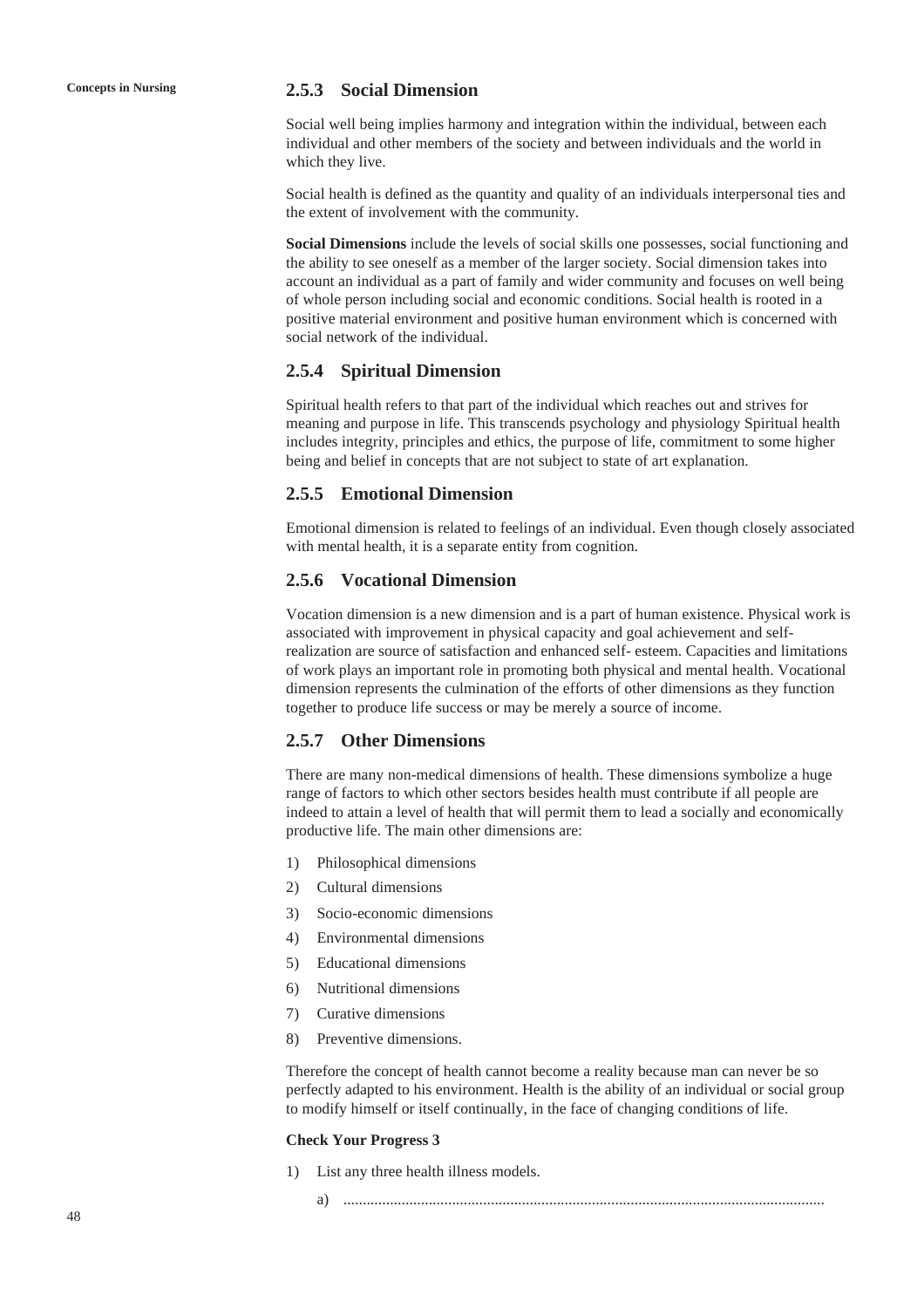### 2.5.3 Social Dimension

Social well being implies harmony and integration within the individual, between each individual and other members of the society and between individuals and the world in which they live.

Social health is defined as the quantity and quality of an individuals interpersonal ties and the extent of involvement with the community.

**Social Dimensions** include the levels of social skills one possesses, social functioning and the ability to see oneself as a member of the larger society. Social dimension takes into account an individual as a part of family and wider community and focuses on well being of whole person including social and economic conditions. Social health is rooted in a positive material environment and positive human environment which is concerned with social network of the individual.

### 2.5.4 Spiritual Dimension

Spiritual health refers to that part of the individual which reaches out and strives for meaning and purpose in life. This transcends psychology and physiology Spiritual health includes integrity, principles and ethics, the purpose of life, commitment to some higher being and belief in concepts that are not subject to state of art explanation.

### 2.5.5 Emotional Dimension

Emotional dimension is related to feelings of an individual. Even though closely associated with mental health, it is a separate entity from cognition.

### 2.5.6 Vocational Dimension

Vocation dimension is a new dimension and is a part of human existence. Physical work is associated with improvement in physical capacity and goal achievement and self-realization are source of satisfaction and enhanced self- esteem. Capacities and limitations of work plays an important role in promoting both physical and mental health. Vocational dimension represents the culmination of the efforts of other dimensions as they function together to produce life success or may be merely a source of income.

### 2.5.7 Other Dimensions

There are many non-medical dimensions of health. These dimensions symbolize a huge range of factors to which other sectors besides health must contribute if all people are indeed to attain a level of health that will permit them to lead a socially and economically productive life. The main other dimensions are:

1) Philosophical dimensions
2) Cultural dimensions
3) Socio-economic dimensions
4) Environmental dimensions
5) Educational dimensions
6) Nutritional dimensions
7) Curative dimensions
8) Preventive dimensions.

Therefore the concept of health cannot become a reality because man can never be so perfectly adapted to his environment. Health is the ability of an individual or social group to modify himself or itself continually, in the face of changing conditions of life.

**Check Your Progress 3**

1) List any three health illness models.

   a) ..........................................................................................................................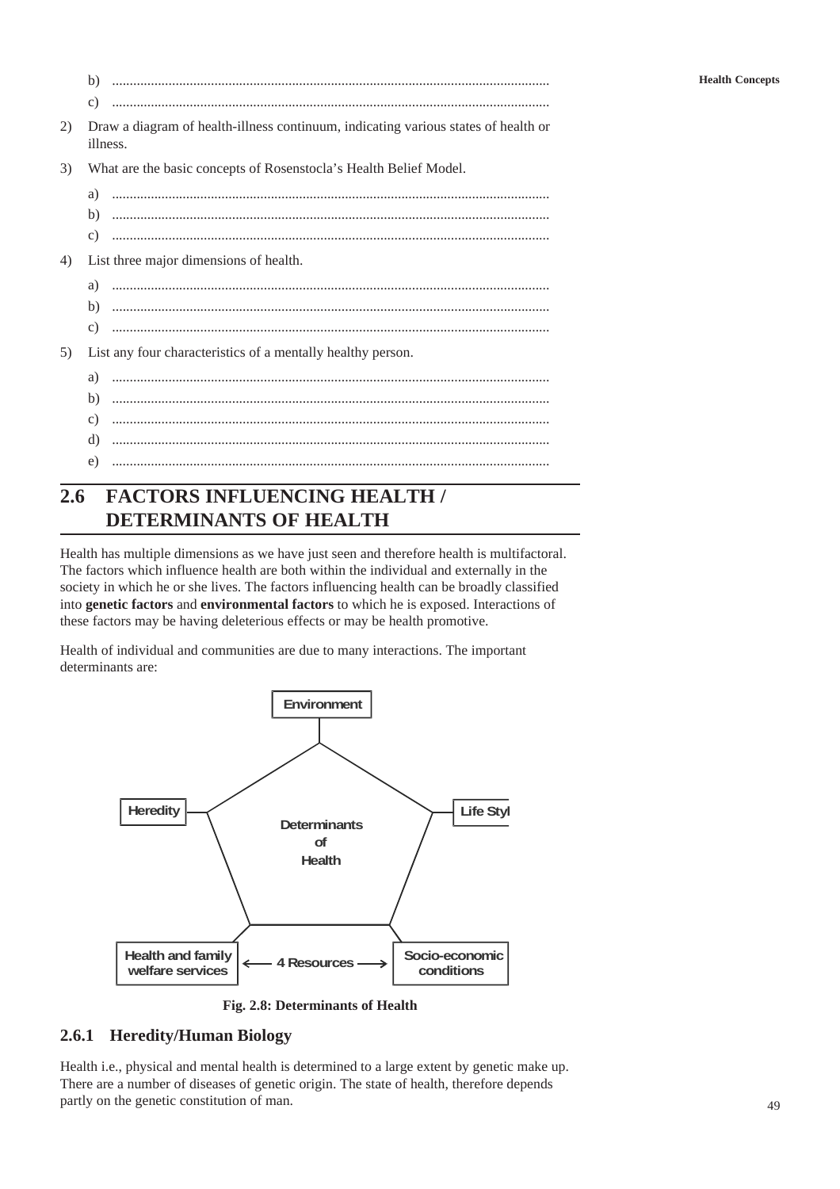b) ............................................................................................................

c) ............................................................................................................

2) Draw a diagram of health-illness continuum, indicating various states of health or illness.

3) What are the basic concepts of Rosenstocla's Health Belief Model.

a) ............................................................................................................

b) ............................................................................................................

c) ............................................................................................................

4) List three major dimensions of health.

a) ............................................................................................................

b) ............................................................................................................

c) ............................................................................................................

5) List any four characteristics of a mentally healthy person.

a) ............................................................................................................

b) ............................................................................................................

c) ............................................................................................................

d) ............................................................................................................

e) ............................................................................................................

## 2.6 FACTORS INFLUENCING HEALTH / DETERMINANTS OF HEALTH

Health has multiple dimensions as we have just seen and therefore health is multifactoral. The factors which influence health are both within the individual and externally in the society in which he or she lives. The factors influencing health can be broadly classified into **genetic factors** and **environmental factors** to which he is exposed. Interactions of these factors may be having deleterious effects or may be health promotive.

Health of individual and communities are due to many interactions. The important determinants are:

Environment

Heredity

Life Styl

Determinants of Health

Health and family welfare services ← 4 Resources → Socio-economic conditions

**Fig. 2.8: Determinants of Health**

### 2.6.1 Heredity/Human Biology

Health i.e., physical and mental health is determined to a large extent by genetic make up. There are a number of diseases of genetic origin. The state of health, therefore depends partly on the genetic constitution of man.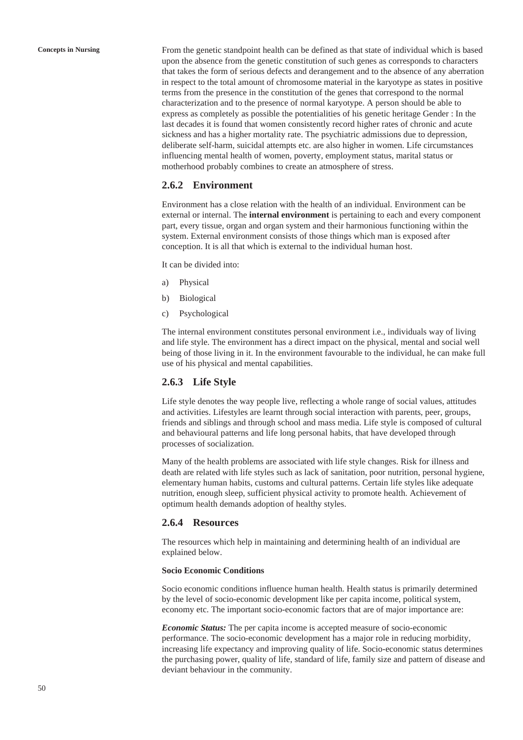From the genetic standpoint health can be defined as that state of individual which is based upon the absence from the genetic constitution of such genes as corresponds to characters that takes the form of serious defects and derangement and to the absence of any aberration in respect to the total amount of chromosome material in the karyotype as states in positive terms from the presence in the constitution of the genes that correspond to the normal characterization and to the presence of normal karyotype. A person should be able to express as completely as possible the potentialities of his genetic heritage Gender : In the last decades it is found that women consistently record higher rates of chronic and acute sickness and has a higher mortality rate. The psychiatric admissions due to depression, deliberate self-harm, suicidal attempts etc. are also higher in women. Life circumstances influencing mental health of women, poverty, employment status, marital status or motherhood probably combines to create an atmosphere of stress.

## 2.6.2 Environment

Environment has a close relation with the health of an individual. Environment can be external or internal. The **internal environment** is pertaining to each and every component part, every tissue, organ and organ system and their harmonious functioning within the system. External environment consists of those things which man is exposed after conception. It is all that which is external to the individual human host.

It can be divided into:

a) Physical

b) Biological

c) Psychological

The internal environment constitutes personal environment i.e., individuals way of living and life style. The environment has a direct impact on the physical, mental and social well being of those living in it. In the environment favourable to the individual, he can make full use of his physical and mental capabilities.

## 2.6.3 Life Style

Life style denotes the way people live, reflecting a whole range of social values, attitudes and activities. Lifestyles are learnt through social interaction with parents, peer, groups, friends and siblings and through school and mass media. Life style is composed of cultural and behavioural patterns and life long personal habits, that have developed through processes of socialization.

Many of the health problems are associated with life style changes. Risk for illness and death are related with life styles such as lack of sanitation, poor nutrition, personal hygiene, elementary human habits, customs and cultural patterns. Certain life styles like adequate nutrition, enough sleep, sufficient physical activity to promote health. Achievement of optimum health demands adoption of healthy styles.

## 2.6.4 Resources

The resources which help in maintaining and determining health of an individual are explained below.

**Socio Economic Conditions**

Socio economic conditions influence human health. Health status is primarily determined by the level of socio-economic development like per capita income, political system, economy etc. The important socio-economic factors that are of major importance are:

***Economic Status:*** The per capita income is accepted measure of socio-economic performance. The socio-economic development has a major role in reducing morbidity, increasing life expectancy and improving quality of life. Socio-economic status determines the purchasing power, quality of life, standard of life, family size and pattern of disease and deviant behaviour in the community.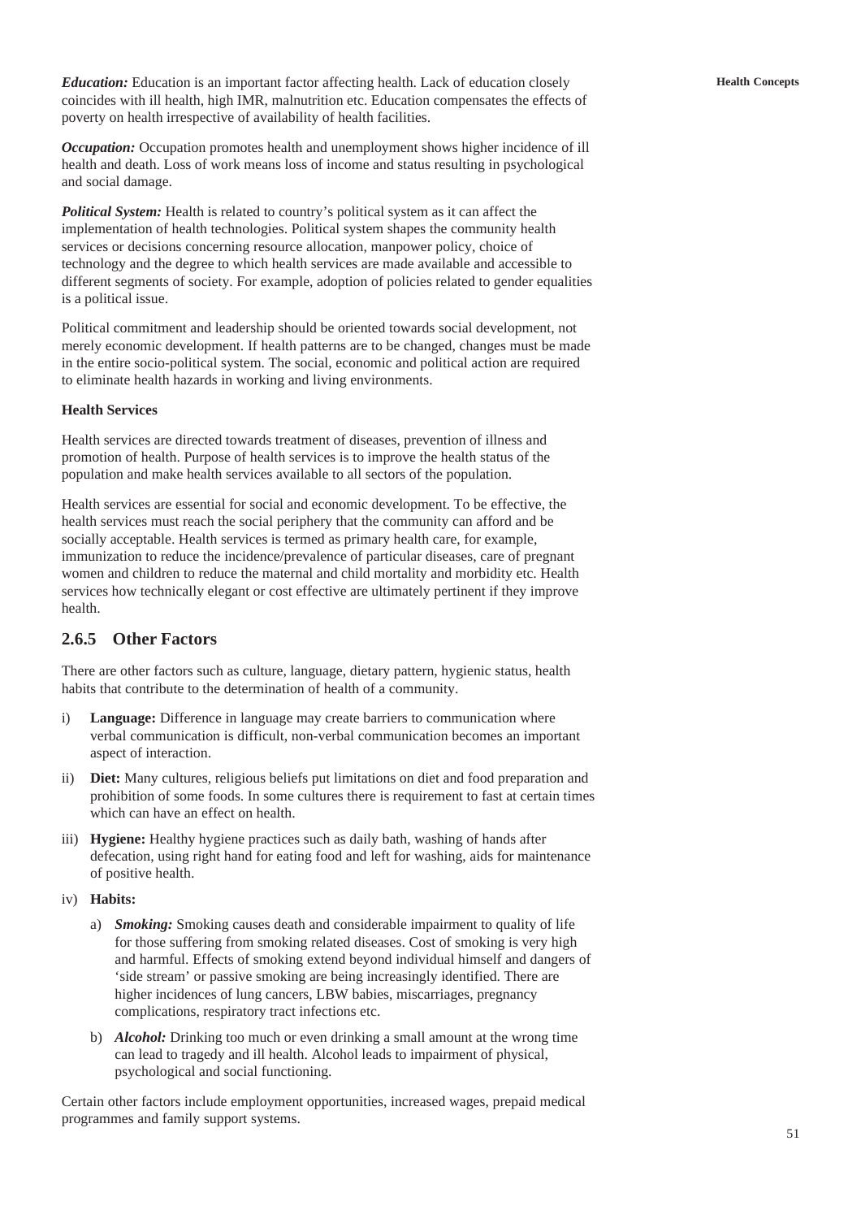***Education:*** Education is an important factor affecting health. Lack of education closely coincides with ill health, high IMR, malnutrition etc. Education compensates the effects of poverty on health irrespective of availability of health facilities.

***Occupation:*** Occupation promotes health and unemployment shows higher incidence of ill health and death. Loss of work means loss of income and status resulting in psychological and social damage.

***Political System:*** Health is related to country's political system as it can affect the implementation of health technologies. Political system shapes the community health services or decisions concerning resource allocation, manpower policy, choice of technology and the degree to which health services are made available and accessible to different segments of society. For example, adoption of policies related to gender equalities is a political issue.

Political commitment and leadership should be oriented towards social development, not merely economic development. If health patterns are to be changed, changes must be made in the entire socio-political system. The social, economic and political action are required to eliminate health hazards in working and living environments.

**Health Services**

Health services are directed towards treatment of diseases, prevention of illness and promotion of health. Purpose of health services is to improve the health status of the population and make health services available to all sectors of the population.

Health services are essential for social and economic development. To be effective, the health services must reach the social periphery that the community can afford and be socially acceptable. Health services is termed as primary health care, for example, immunization to reduce the incidence/prevalence of particular diseases, care of pregnant women and children to reduce the maternal and child mortality and morbidity etc. Health services how technically elegant or cost effective are ultimately pertinent if they improve health.

## 2.6.5 Other Factors

There are other factors such as culture, language, dietary pattern, hygienic status, health habits that contribute to the determination of health of a community.

i) **Language:** Difference in language may create barriers to communication where verbal communication is difficult, non-verbal communication becomes an important aspect of interaction.

ii) **Diet:** Many cultures, religious beliefs put limitations on diet and food preparation and prohibition of some foods. In some cultures there is requirement to fast at certain times which can have an effect on health.

iii) **Hygiene:** Healthy hygiene practices such as daily bath, washing of hands after defecation, using right hand for eating food and left for washing, aids for maintenance of positive health.

iv) **Habits:**

   a) ***Smoking:*** Smoking causes death and considerable impairment to quality of life for those suffering from smoking related diseases. Cost of smoking is very high and harmful. Effects of smoking extend beyond individual himself and dangers of 'side stream' or passive smoking are being increasingly identified. There are higher incidences of lung cancers, LBW babies, miscarriages, pregnancy complications, respiratory tract infections etc.

   b) ***Alcohol:*** Drinking too much or even drinking a small amount at the wrong time can lead to tragedy and ill health. Alcohol leads to impairment of physical, psychological and social functioning.

Certain other factors include employment opportunities, increased wages, prepaid medical programmes and family support systems.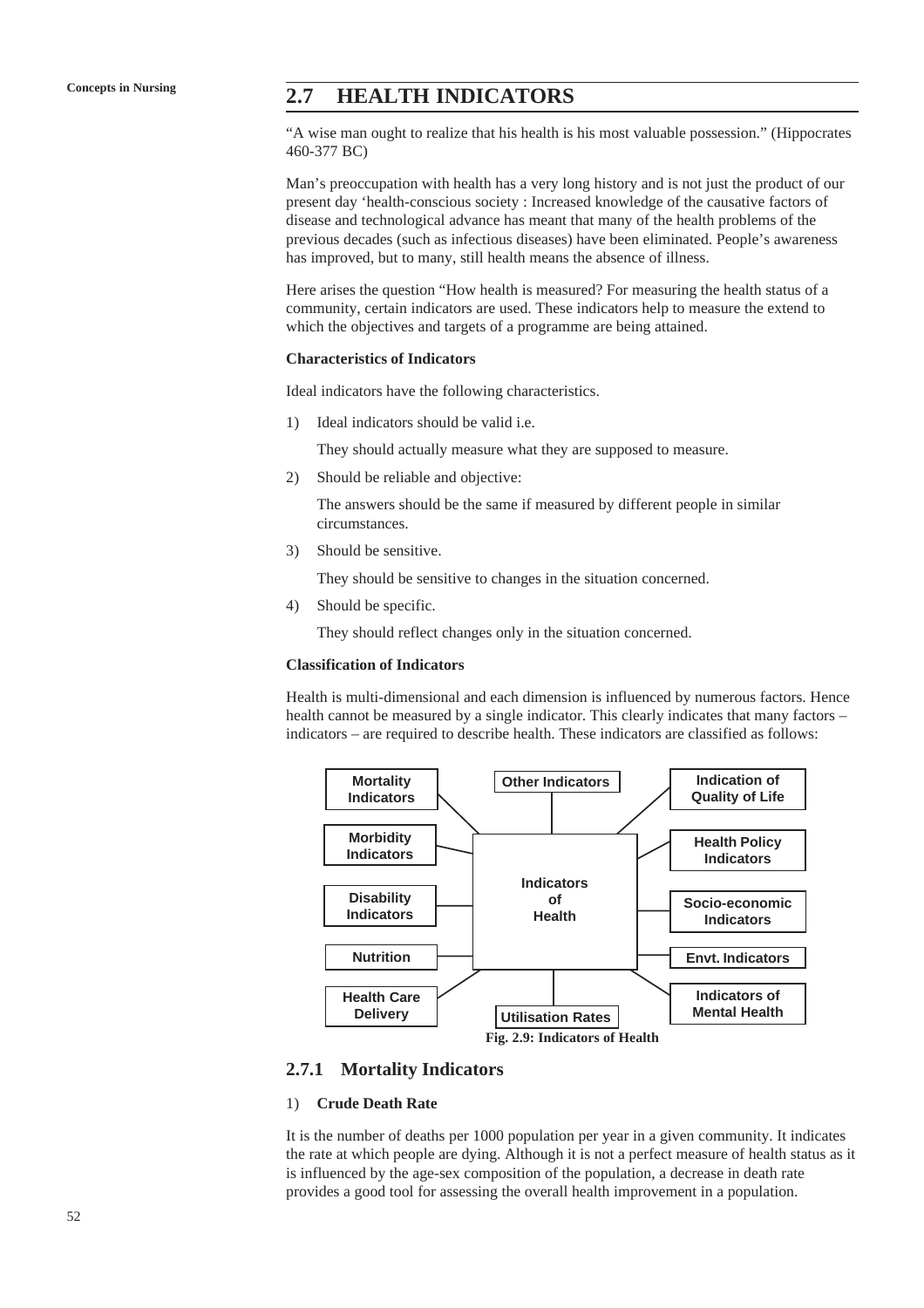## 2.7 HEALTH INDICATORS

"A wise man ought to realize that his health is his most valuable possession." (Hippocrates 460-377 BC)

Man's preoccupation with health has a very long history and is not just the product of our present day 'health-conscious society : Increased knowledge of the causative factors of disease and technological advance has meant that many of the health problems of the previous decades (such as infectious diseases) have been eliminated. People's awareness has improved, but to many, still health means the absence of illness.

Here arises the question "How health is measured? For measuring the health status of a community, certain indicators are used. These indicators help to measure the extend to which the objectives and targets of a programme are being attained.

**Characteristics of Indicators**

Ideal indicators have the following characteristics.

1) Ideal indicators should be valid i.e.

   They should actually measure what they are supposed to measure.

2) Should be reliable and objective:

   The answers should be the same if measured by different people in similar circumstances.

3) Should be sensitive.

   They should be sensitive to changes in the situation concerned.

4) Should be specific.

   They should reflect changes only in the situation concerned.

**Classification of Indicators**

Health is multi-dimensional and each dimension is influenced by numerous factors. Hence health cannot be measured by a single indicator. This clearly indicates that many factors – indicators – are required to describe health. These indicators are classified as follows:

Indicators of Health:
- Mortality Indicators
- Morbidity Indicators
- Disability Indicators
- Nutrition
- Health Care Delivery
- Utilisation Rates
- Other Indicators
- Indication of Quality of Life
- Health Policy Indicators
- Socio-economic Indicators
- Envt. Indicators
- Indicators of Mental Health

**Fig. 2.9: Indicators of Health**

### 2.7.1 Mortality Indicators

1) **Crude Death Rate**

It is the number of deaths per 1000 population per year in a given community. It indicates the rate at which people are dying. Although it is not a perfect measure of health status as it is influenced by the age-sex composition of the population, a decrease in death rate provides a good tool for assessing the overall health improvement in a population.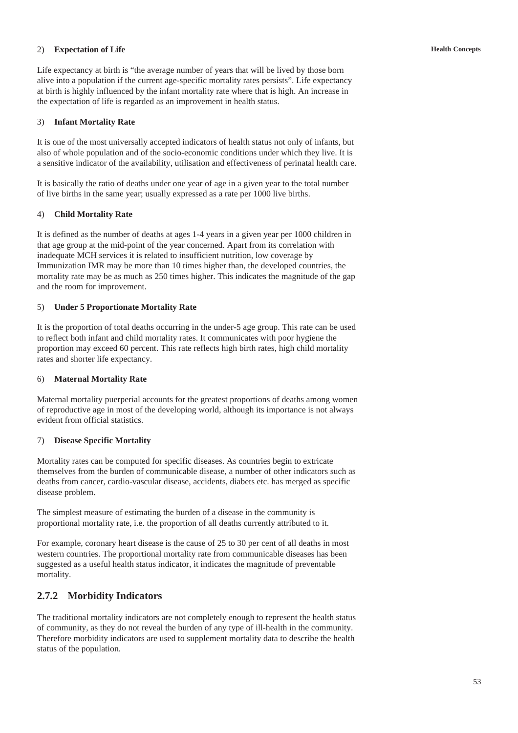2) **Expectation of Life**

Life expectancy at birth is "the average number of years that will be lived by those born alive into a population if the current age-specific mortality rates persists". Life expectancy at birth is highly influenced by the infant mortality rate where that is high. An increase in the expectation of life is regarded as an improvement in health status.

3) **Infant Mortality Rate**

It is one of the most universally accepted indicators of health status not only of infants, but also of whole population and of the socio-economic conditions under which they live. It is a sensitive indicator of the availability, utilisation and effectiveness of perinatal health care.

It is basically the ratio of deaths under one year of age in a given year to the total number of live births in the same year; usually expressed as a rate per 1000 live births.

4) **Child Mortality Rate**

It is defined as the number of deaths at ages 1-4 years in a given year per 1000 children in that age group at the mid-point of the year concerned. Apart from its correlation with inadequate MCH services it is related to insufficient nutrition, low coverage by Immunization IMR may be more than 10 times higher than, the developed countries, the mortality rate may be as much as 250 times higher. This indicates the magnitude of the gap and the room for improvement.

5) **Under 5 Proportionate Mortality Rate**

It is the proportion of total deaths occurring in the under-5 age group. This rate can be used to reflect both infant and child mortality rates. It communicates with poor hygiene the proportion may exceed 60 percent. This rate reflects high birth rates, high child mortality rates and shorter life expectancy.

6) **Maternal Mortality Rate**

Maternal mortality puerperial accounts for the greatest proportions of deaths among women of reproductive age in most of the developing world, although its importance is not always evident from official statistics.

7) **Disease Specific Mortality**

Mortality rates can be computed for specific diseases. As countries begin to extricate themselves from the burden of communicable disease, a number of other indicators such as deaths from cancer, cardio-vascular disease, accidents, diabets etc. has merged as specific disease problem.

The simplest measure of estimating the burden of a disease in the community is proportional mortality rate, i.e. the proportion of all deaths currently attributed to it.

For example, coronary heart disease is the cause of 25 to 30 per cent of all deaths in most western countries. The proportional mortality rate from communicable diseases has been suggested as a useful health status indicator, it indicates the magnitude of preventable mortality.

### 2.7.2 Morbidity Indicators

The traditional mortality indicators are not completely enough to represent the health status of community, as they do not reveal the burden of any type of ill-health in the community. Therefore morbidity indicators are used to supplement mortality data to describe the health status of the population.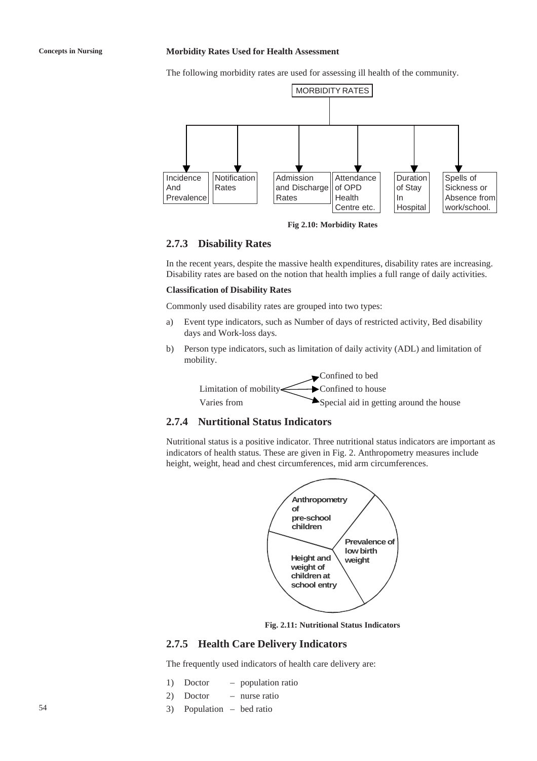**Morbidity Rates Used for Health Assessment**

The following morbidity rates are used for assessing ill health of the community.

MORBIDITY RATES

- Incidence And Prevalence
- Notification Rates
- Admission and Discharge Rates
- Attendance of OPD Health Centre etc.
- Duration of Stay In Hospital
- Spells of Sickness or Absence from work/school.

**Fig 2.10: Morbidity Rates**

### 2.7.3 Disability Rates

In the recent years, despite the massive health expenditures, disability rates are increasing. Disability rates are based on the notion that health implies a full range of daily activities.

**Classification of Disability Rates**

Commonly used disability rates are grouped into two types:

a) Event type indicators, such as Number of days of restricted activity, Bed disability days and Work-loss days.

b) Person type indicators, such as limitation of daily activity (ADL) and limitation of mobility.

Limitation of mobility Varies from:
- Confined to bed
- Confined to house
- Special aid in getting around the house

### 2.7.4 Nurtitional Status Indicators

Nutritional status is a positive indicator. Three nutritional status indicators are important as indicators of health status. These are given in Fig. 2. Anthropometry measures include height, weight, head and chest circumferences, mid arm circumferences.

- Anthropometry of pre-school children
- Prevalence of low birth weight
- Height and weight of children at school entry

**Fig. 2.11: Nutritional Status Indicators**

### 2.7.5 Health Care Delivery Indicators

The frequently used indicators of health care delivery are:

1) Doctor – population ratio
2) Doctor – nurse ratio
3) Population – bed ratio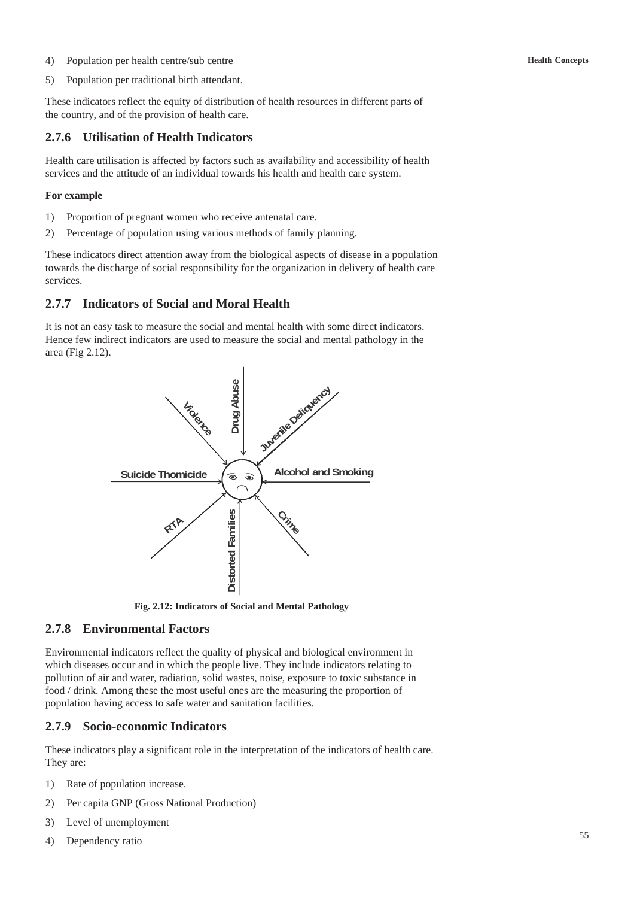4) Population per health centre/sub centre

5) Population per traditional birth attendant.

These indicators reflect the equity of distribution of health resources in different parts of the country, and of the provision of health care.

## 2.7.6 Utilisation of Health Indicators

Health care utilisation is affected by factors such as availability and accessibility of health services and the attitude of an individual towards his health and health care system.

**For example**

1) Proportion of pregnant women who receive antenatal care.
2) Percentage of population using various methods of family planning.

These indicators direct attention away from the biological aspects of disease in a population towards the discharge of social responsibility for the organization in delivery of health care services.

## 2.7.7 Indicators of Social and Moral Health

It is not an easy task to measure the social and mental health with some direct indicators. Hence few indirect indicators are used to measure the social and mental pathology in the area (Fig 2.12).

Violence, Drug Abuse, Juvenile Deliquency, Suicide Thomicide, Alcohol and Smoking, RTA, Distorted Families, Crime

**Fig. 2.12: Indicators of Social and Mental Pathology**

## 2.7.8 Environmental Factors

Environmental indicators reflect the quality of physical and biological environment in which diseases occur and in which the people live. They include indicators relating to pollution of air and water, radiation, solid wastes, noise, exposure to toxic substance in food / drink. Among these the most useful ones are the measuring the proportion of population having access to safe water and sanitation facilities.

## 2.7.9 Socio-economic Indicators

These indicators play a significant role in the interpretation of the indicators of health care. They are:

1) Rate of population increase.
2) Per capita GNP (Gross National Production)
3) Level of unemployment
4) Dependency ratio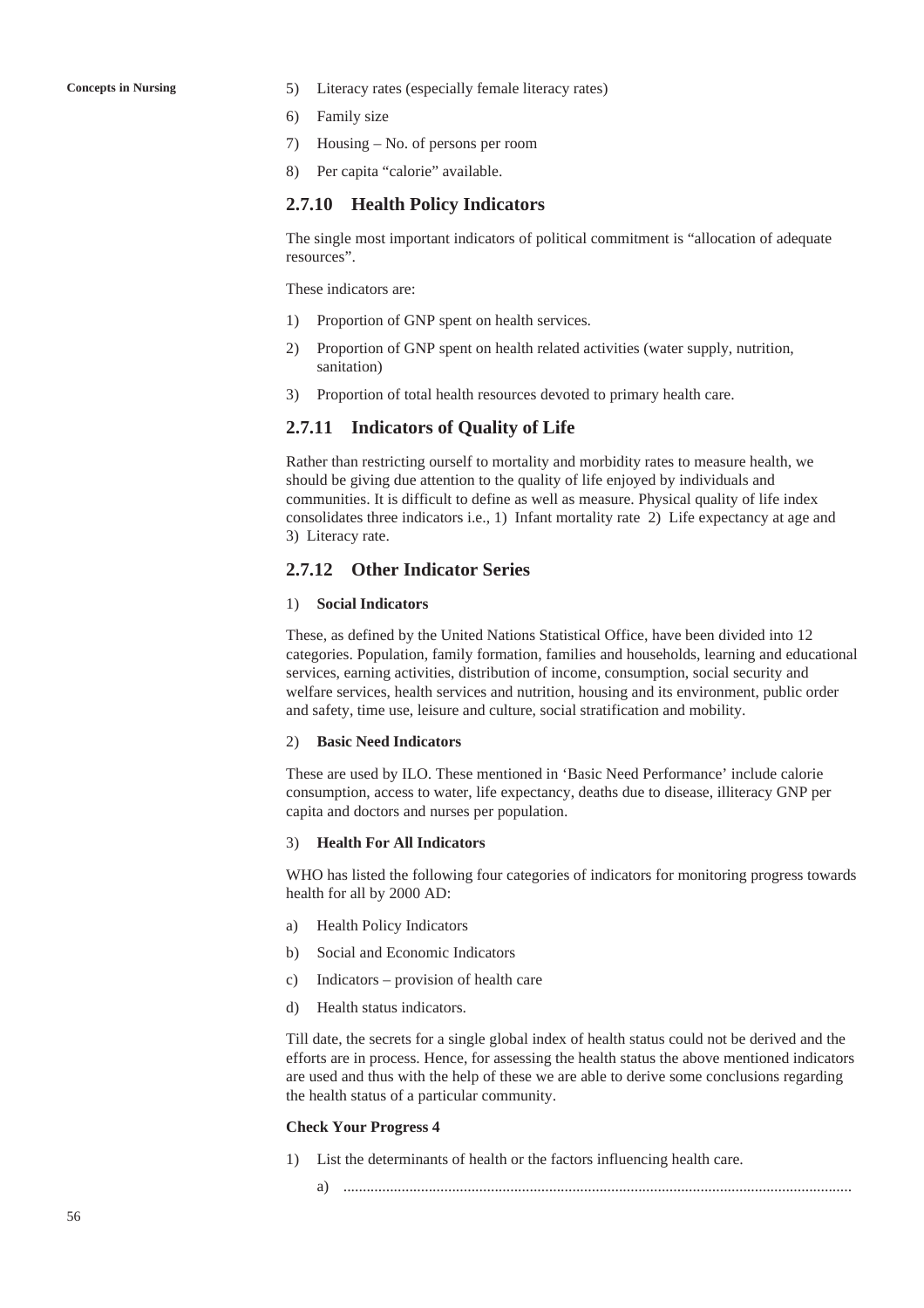5) Literacy rates (especially female literacy rates)

6) Family size

7) Housing – No. of persons per room

8) Per capita "calorie" available.

### 2.7.10 Health Policy Indicators

The single most important indicators of political commitment is "allocation of adequate resources".

These indicators are:

1) Proportion of GNP spent on health services.

2) Proportion of GNP spent on health related activities (water supply, nutrition, sanitation)

3) Proportion of total health resources devoted to primary health care.

### 2.7.11 Indicators of Quality of Life

Rather than restricting ourself to mortality and morbidity rates to measure health, we should be giving due attention to the quality of life enjoyed by individuals and communities. It is difficult to define as well as measure. Physical quality of life index consolidates three indicators i.e., 1) Infant mortality rate 2) Life expectancy at age and 3) Literacy rate.

### 2.7.12 Other Indicator Series

1) **Social Indicators**

These, as defined by the United Nations Statistical Office, have been divided into 12 categories. Population, family formation, families and households, learning and educational services, earning activities, distribution of income, consumption, social security and welfare services, health services and nutrition, housing and its environment, public order and safety, time use, leisure and culture, social stratification and mobility.

2) **Basic Need Indicators**

These are used by ILO. These mentioned in 'Basic Need Performance' include calorie consumption, access to water, life expectancy, deaths due to disease, illiteracy GNP per capita and doctors and nurses per population.

3) **Health For All Indicators**

WHO has listed the following four categories of indicators for monitoring progress towards health for all by 2000 AD:

a) Health Policy Indicators

b) Social and Economic Indicators

c) Indicators – provision of health care

d) Health status indicators.

Till date, the secrets for a single global index of health status could not be derived and the efforts are in process. Hence, for assessing the health status the above mentioned indicators are used and thus with the help of these we are able to derive some conclusions regarding the health status of a particular community.

**Check Your Progress 4**

1) List the determinants of health or the factors influencing health care.

   a) ..................................................................................................................................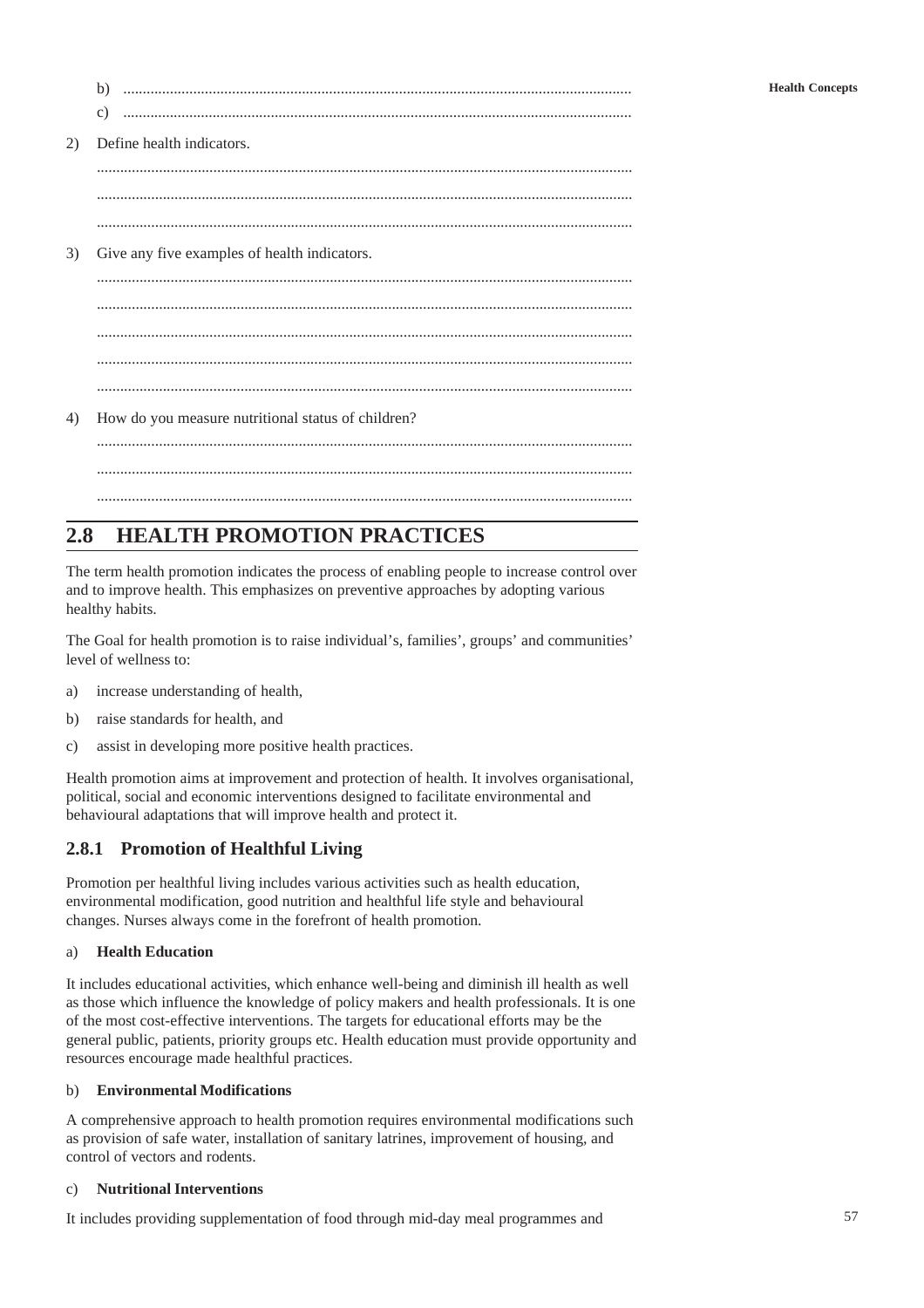b) ..................................................................................................................

c) ..................................................................................................................

2) Define health indicators.

..................................................................................................................

..................................................................................................................

..................................................................................................................

3) Give any five examples of health indicators.

..................................................................................................................

..................................................................................................................

..................................................................................................................

..................................................................................................................

..................................................................................................................

4) How do you measure nutritional status of children?

..................................................................................................................

..................................................................................................................

..................................................................................................................

## 2.8 HEALTH PROMOTION PRACTICES

The term health promotion indicates the process of enabling people to increase control over and to improve health. This emphasizes on preventive approaches by adopting various healthy habits.

The Goal for health promotion is to raise individual's, families', groups' and communities' level of wellness to:

a) increase understanding of health,

b) raise standards for health, and

c) assist in developing more positive health practices.

Health promotion aims at improvement and protection of health. It involves organisational, political, social and economic interventions designed to facilitate environmental and behavioural adaptations that will improve health and protect it.

### 2.8.1 Promotion of Healthful Living

Promotion per healthful living includes various activities such as health education, environmental modification, good nutrition and healthful life style and behavioural changes. Nurses always come in the forefront of health promotion.

a) **Health Education**

It includes educational activities, which enhance well-being and diminish ill health as well as those which influence the knowledge of policy makers and health professionals. It is one of the most cost-effective interventions. The targets for educational efforts may be the general public, patients, priority groups etc. Health education must provide opportunity and resources encourage made healthful practices.

b) **Environmental Modifications**

A comprehensive approach to health promotion requires environmental modifications such as provision of safe water, installation of sanitary latrines, improvement of housing, and control of vectors and rodents.

c) **Nutritional Interventions**

It includes providing supplementation of food through mid-day meal programmes and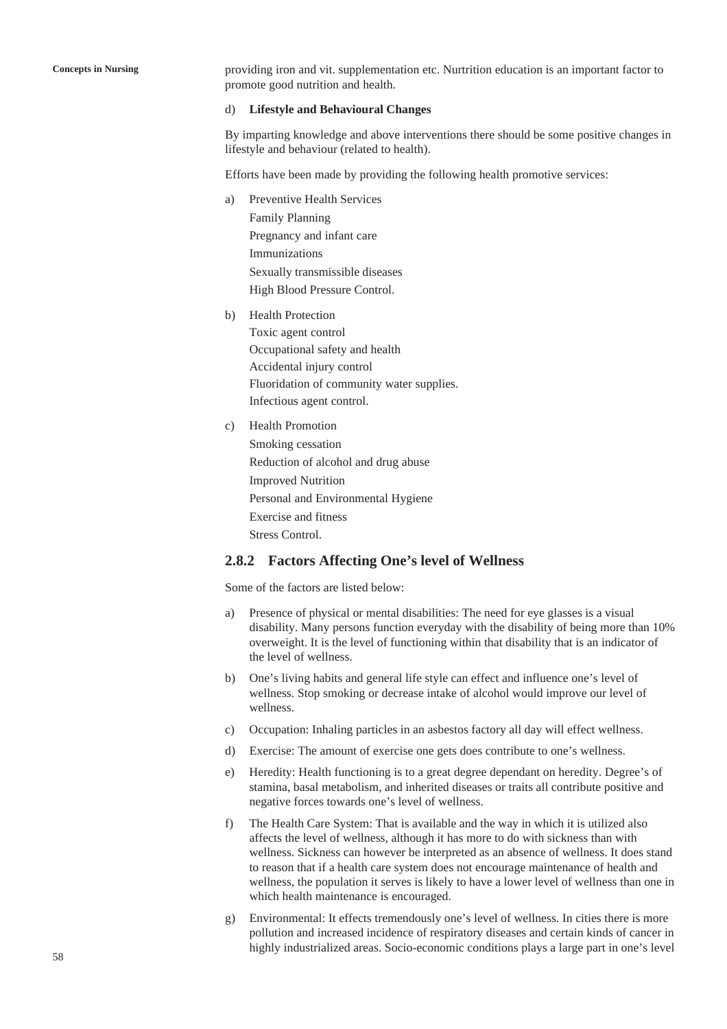providing iron and vit. supplementation etc. Nurtrition education is an important factor to promote good nutrition and health.

d) **Lifestyle and Behavioural Changes**

By imparting knowledge and above interventions there should be some positive changes in lifestyle and behaviour (related to health).

Efforts have been made by providing the following health promotive services:

a) Preventive Health Services
   Family Planning
   Pregnancy and infant care
   Immunizations
   Sexually transmissible diseases
   High Blood Pressure Control.

b) Health Protection
   Toxic agent control
   Occupational safety and health
   Accidental injury control
   Fluoridation of community water supplies.
   Infectious agent control.

c) Health Promotion
   Smoking cessation
   Reduction of alcohol and drug abuse
   Improved Nutrition
   Personal and Environmental Hygiene
   Exercise and fitness
   Stress Control.

## 2.8.2 Factors Affecting One's level of Wellness

Some of the factors are listed below:

a) Presence of physical or mental disabilities: The need for eye glasses is a visual disability. Many persons function everyday with the disability of being more than 10% overweight. It is the level of functioning within that disability that is an indicator of the level of wellness.

b) One's living habits and general life style can effect and influence one's level of wellness. Stop smoking or decrease intake of alcohol would improve our level of wellness.

c) Occupation: Inhaling particles in an asbestos factory all day will effect wellness.

d) Exercise: The amount of exercise one gets does contribute to one's wellness.

e) Heredity: Health functioning is to a great degree dependant on heredity. Degree's of stamina, basal metabolism, and inherited diseases or traits all contribute positive and negative forces towards one's level of wellness.

f) The Health Care System: That is available and the way in which it is utilized also affects the level of wellness, although it has more to do with sickness than with wellness. Sickness can however be interpreted as an absence of wellness. It does stand to reason that if a health care system does not encourage maintenance of health and wellness, the population it serves is likely to have a lower level of wellness than one in which health maintenance is encouraged.

g) Environmental: It effects tremendously one's level of wellness. In cities there is more pollution and increased incidence of respiratory diseases and certain kinds of cancer in highly industrialized areas. Socio-economic conditions plays a large part in one's level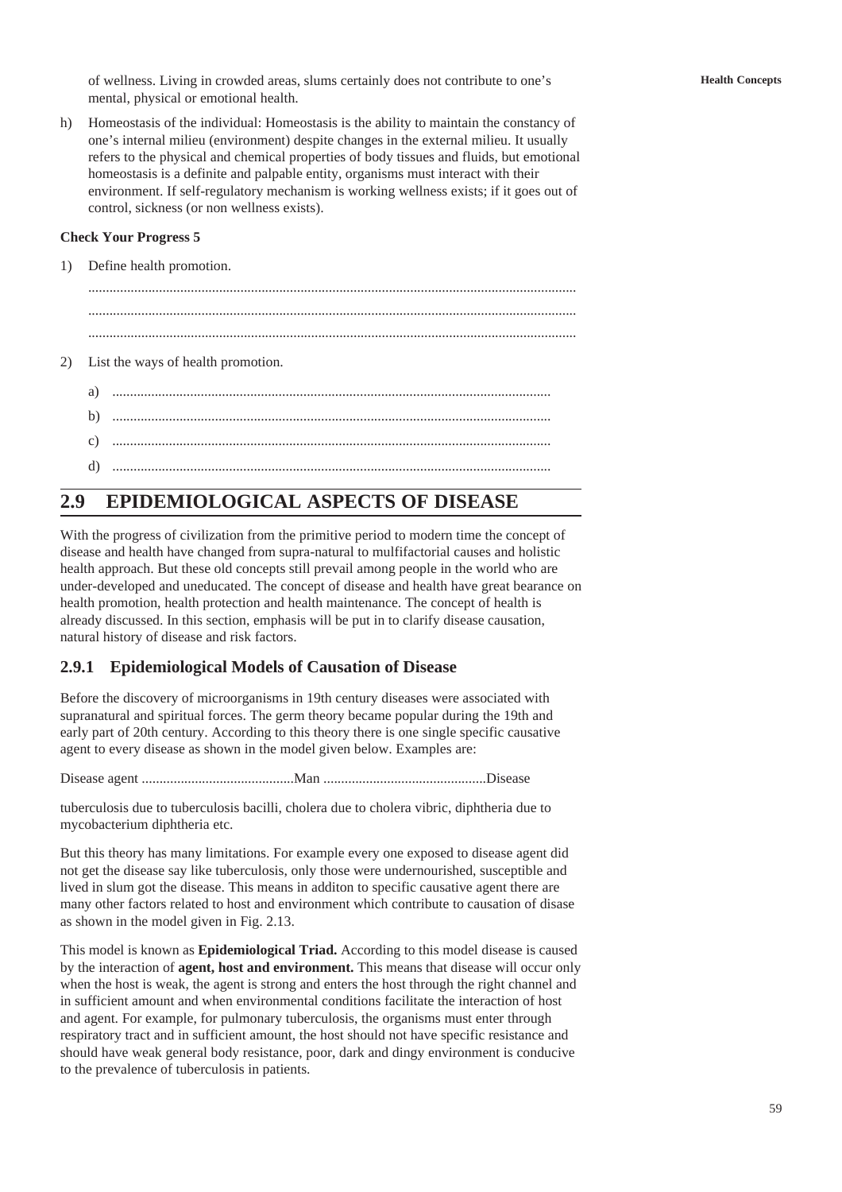of wellness. Living in crowded areas, slums certainly does not contribute to one's mental, physical or emotional health.

h) Homeostasis of the individual: Homeostasis is the ability to maintain the constancy of one's internal milieu (environment) despite changes in the external milieu. It usually refers to the physical and chemical properties of body tissues and fluids, but emotional homeostasis is a definite and palpable entity, organisms must interact with their environment. If self-regulatory mechanism is working wellness exists; if it goes out of control, sickness (or non wellness exists).

**Check Your Progress 5**

1) Define health promotion.

.........................................................................................................................................

.........................................................................................................................................

.........................................................................................................................................

2) List the ways of health promotion.

a) ..........................................................................................................................

b) ..........................................................................................................................

c) ..........................................................................................................................

d) ..........................................................................................................................

## 2.9 EPIDEMIOLOGICAL ASPECTS OF DISEASE

With the progress of civilization from the primitive period to modern time the concept of disease and health have changed from supra-natural to mulfifactorial causes and holistic health approach. But these old concepts still prevail among people in the world who are under-developed and uneducated. The concept of disease and health have great bearance on health promotion, health protection and health maintenance. The concept of health is already discussed. In this section, emphasis will be put in to clarify disease causation, natural history of disease and risk factors.

### 2.9.1 Epidemiological Models of Causation of Disease

Before the discovery of microorganisms in 19th century diseases were associated with supranatural and spiritual forces. The germ theory became popular during the 19th and early part of 20th century. According to this theory there is one single specific causative agent to every disease as shown in the model given below. Examples are:

Disease agent ...........................................Man .............................................Disease

tuberculosis due to tuberculosis bacilli, cholera due to cholera vibric, diphtheria due to mycobacterium diphtheria etc.

But this theory has many limitations. For example every one exposed to disease agent did not get the disease say like tuberculosis, only those were undernourished, susceptible and lived in slum got the disease. This means in additon to specific causative agent there are many other factors related to host and environment which contribute to causation of disase as shown in the model given in Fig. 2.13.

This model is known as **Epidemiological Triad.** According to this model disease is caused by the interaction of **agent, host and environment.** This means that disease will occur only when the host is weak, the agent is strong and enters the host through the right channel and in sufficient amount and when environmental conditions facilitate the interaction of host and agent. For example, for pulmonary tuberculosis, the organisms must enter through respiratory tract and in sufficient amount, the host should not have specific resistance and should have weak general body resistance, poor, dark and dingy environment is conducive to the prevalence of tuberculosis in patients.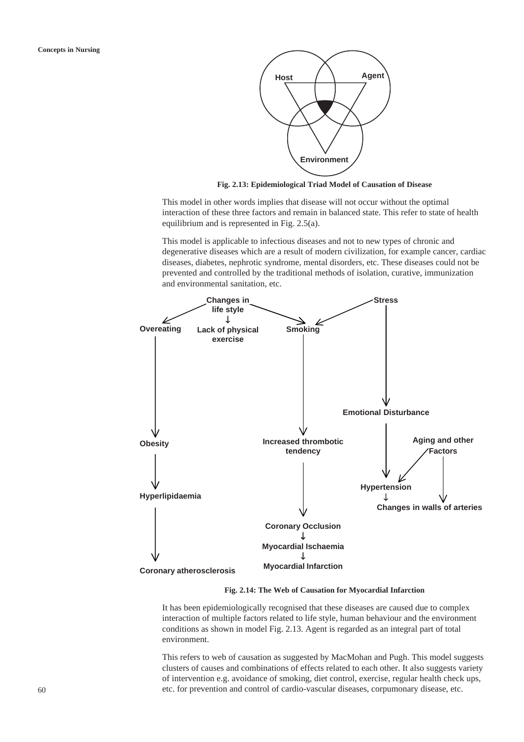Fig. 2.13: Epidemiological Triad Model of Causation of Disease

This model in other words implies that disease will not occur without the optimal interaction of these three factors and remain in balanced state. This refer to state of health equilibrium and is represented in Fig. 2.5(a).

This model is applicable to infectious diseases and not to new types of chronic and degenerative diseases which are a result of modern civilization, for example cancer, cardiac diseases, diabetes, nephrotic syndrome, mental disorders, etc. These diseases could not be prevented and controlled by the traditional methods of isolation, curative, immunization and environmental sanitation, etc.

Fig. 2.14: The Web of Causation for Myocardial Infarction

It has been epidemiologically recognised that these diseases are caused due to complex interaction of multiple factors related to life style, human behaviour and the environment conditions as shown in model Fig. 2.13. Agent is regarded as an integral part of total environment.

This refers to web of causation as suggested by MacMohan and Pugh. This model suggests clusters of causes and combinations of effects related to each other. It also suggests variety of intervention e.g. avoidance of smoking, diet control, exercise, regular health check ups, etc. for prevention and control of cardio-vascular diseases, corpumonary disease, etc.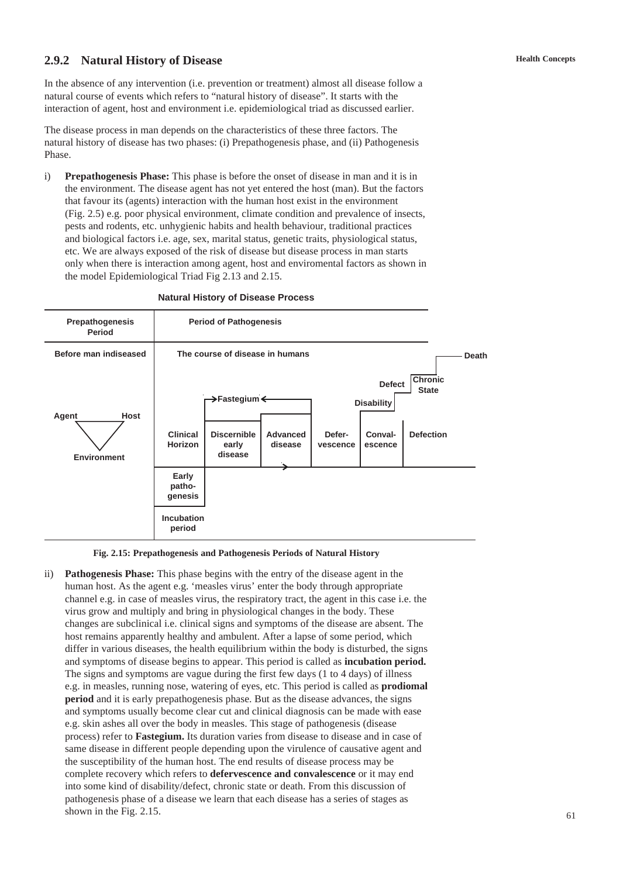### 2.9.2 Natural History of Disease

In the absence of any intervention (i.e. prevention or treatment) almost all disease follow a natural course of events which refers to "natural history of disease". It starts with the interaction of agent, host and environment i.e. epidemiological triad as discussed earlier.

The disease process in man depends on the characteristics of these three factors. The natural history of disease has two phases: (i) Prepathogenesis phase, and (ii) Pathogenesis Phase.

i) **Prepathogenesis Phase:** This phase is before the onset of disease in man and it is in the environment. The disease agent has not yet entered the host (man). But the factors that favour its (agents) interaction with the human host exist in the environment (Fig. 2.5) e.g. poor physical environment, climate condition and prevalence of insects, pests and rodents, etc. unhygienic habits and health behaviour, traditional practices and biological factors i.e. age, sex, marital status, genetic traits, physiological status, etc. We are always exposed of the risk of disease but disease process in man starts only when there is interaction among agent, host and enviromental factors as shown in the model Epidemiological Triad Fig 2.13 and 2.15.

**Natural History of Disease Process**

| Prepathogenesis Period | Period of Pathogenesis |
|---|---|
| Before man indiseased | The course of disease in humans |
| Agent — Host — Environment | Clinical Horizon; Discernible early disease; Advanced disease; Fastegium; Defer-vescence; Conval-escence; Defection; Disability; Defect; Chronic State; Death |
| | Early patho-genesis |
| | Incubation period |

**Fig. 2.15: Prepathogenesis and Pathogenesis Periods of Natural History**

ii) **Pathogenesis Phase:** This phase begins with the entry of the disease agent in the human host. As the agent e.g. 'measles virus' enter the body through appropriate channel e.g. in case of measles virus, the respiratory tract, the agent in this case i.e. the virus grow and multiply and bring in physiological changes in the body. These changes are subclinical i.e. clinical signs and symptoms of the disease are absent. The host remains apparently healthy and ambulent. After a lapse of some period, which differ in various diseases, the health equilibrium within the body is disturbed, the signs and symptoms of disease begins to appear. This period is called as **incubation period.** The signs and symptoms are vague during the first few days (1 to 4 days) of illness e.g. in measles, running nose, watering of eyes, etc. This period is called as **prodiomal period** and it is early prepathogenesis phase. But as the disease advances, the signs and symptoms usually become clear cut and clinical diagnosis can be made with ease e.g. skin ashes all over the body in measles. This stage of pathogenesis (disease process) refer to **Fastegium.** Its duration varies from disease to disease and in case of same disease in different people depending upon the virulence of causative agent and the susceptibility of the human host. The end results of disease process may be complete recovery which refers to **defervescence and convalescence** or it may end into some kind of disability/defect, chronic state or death. From this discussion of pathogenesis phase of a disease we learn that each disease has a series of stages as shown in the Fig. 2.15.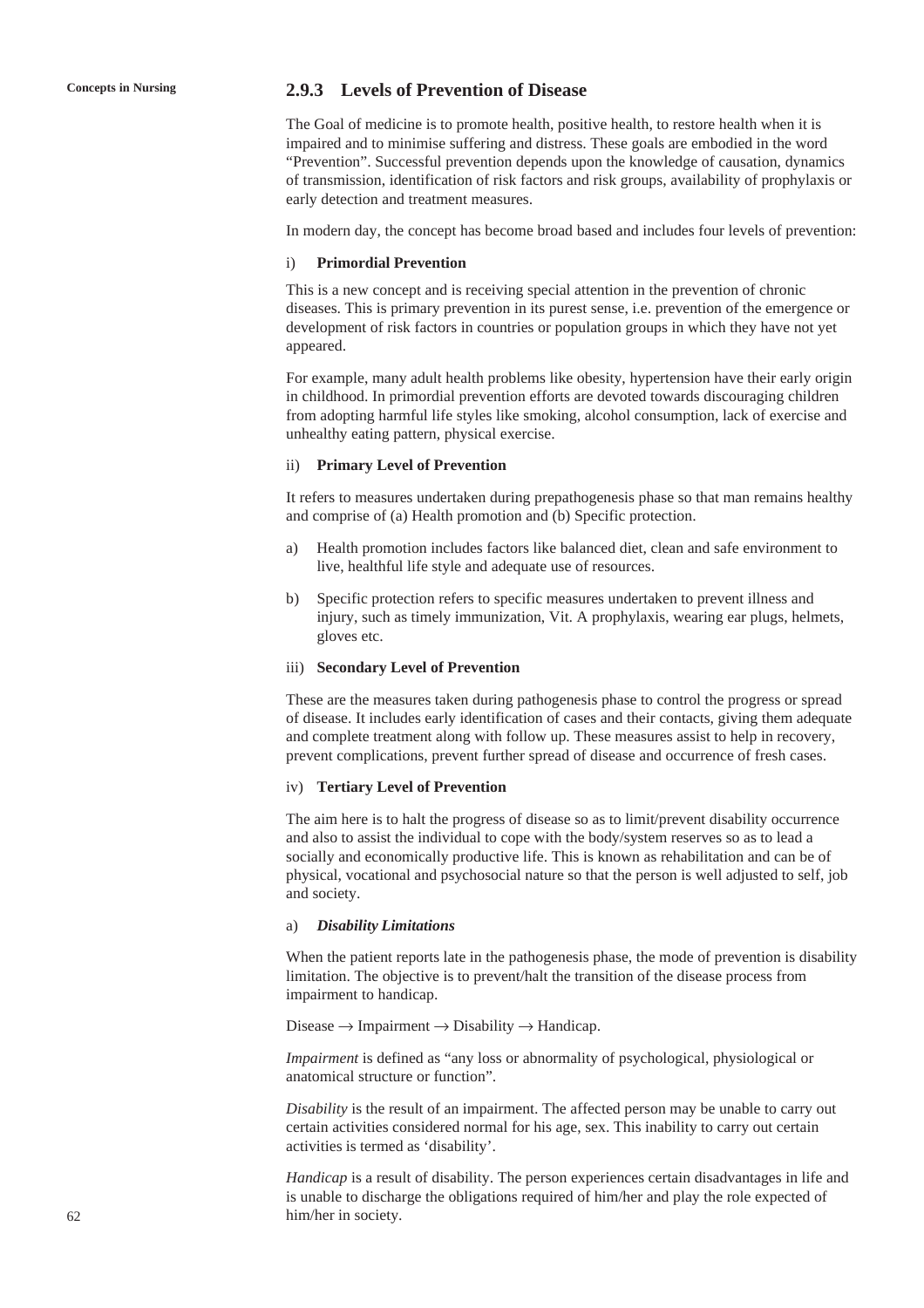### 2.9.3 Levels of Prevention of Disease

The Goal of medicine is to promote health, positive health, to restore health when it is impaired and to minimise suffering and distress. These goals are embodied in the word "Prevention". Successful prevention depends upon the knowledge of causation, dynamics of transmission, identification of risk factors and risk groups, availability of prophylaxis or early detection and treatment measures.

In modern day, the concept has become broad based and includes four levels of prevention:

i) **Primordial Prevention**

This is a new concept and is receiving special attention in the prevention of chronic diseases. This is primary prevention in its purest sense, i.e. prevention of the emergence or development of risk factors in countries or population groups in which they have not yet appeared.

For example, many adult health problems like obesity, hypertension have their early origin in childhood. In primordial prevention efforts are devoted towards discouraging children from adopting harmful life styles like smoking, alcohol consumption, lack of exercise and unhealthy eating pattern, physical exercise.

ii) **Primary Level of Prevention**

It refers to measures undertaken during prepathogenesis phase so that man remains healthy and comprise of (a) Health promotion and (b) Specific protection.

a) Health promotion includes factors like balanced diet, clean and safe environment to live, healthful life style and adequate use of resources.

b) Specific protection refers to specific measures undertaken to prevent illness and injury, such as timely immunization, Vit. A prophylaxis, wearing ear plugs, helmets, gloves etc.

iii) **Secondary Level of Prevention**

These are the measures taken during pathogenesis phase to control the progress or spread of disease. It includes early identification of cases and their contacts, giving them adequate and complete treatment along with follow up. These measures assist to help in recovery, prevent complications, prevent further spread of disease and occurrence of fresh cases.

iv) **Tertiary Level of Prevention**

The aim here is to halt the progress of disease so as to limit/prevent disability occurrence and also to assist the individual to cope with the body/system reserves so as to lead a socially and economically productive life. This is known as rehabilitation and can be of physical, vocational and psychosocial nature so that the person is well adjusted to self, job and society.

a) ***Disability Limitations***

When the patient reports late in the pathogenesis phase, the mode of prevention is disability limitation. The objective is to prevent/halt the transition of the disease process from impairment to handicap.

Disease → Impairment → Disability → Handicap.

*Impairment* is defined as "any loss or abnormality of psychological, physiological or anatomical structure or function".

*Disability* is the result of an impairment. The affected person may be unable to carry out certain activities considered normal for his age, sex. This inability to carry out certain activities is termed as 'disability'.

*Handicap* is a result of disability. The person experiences certain disadvantages in life and is unable to discharge the obligations required of him/her and play the role expected of him/her in society.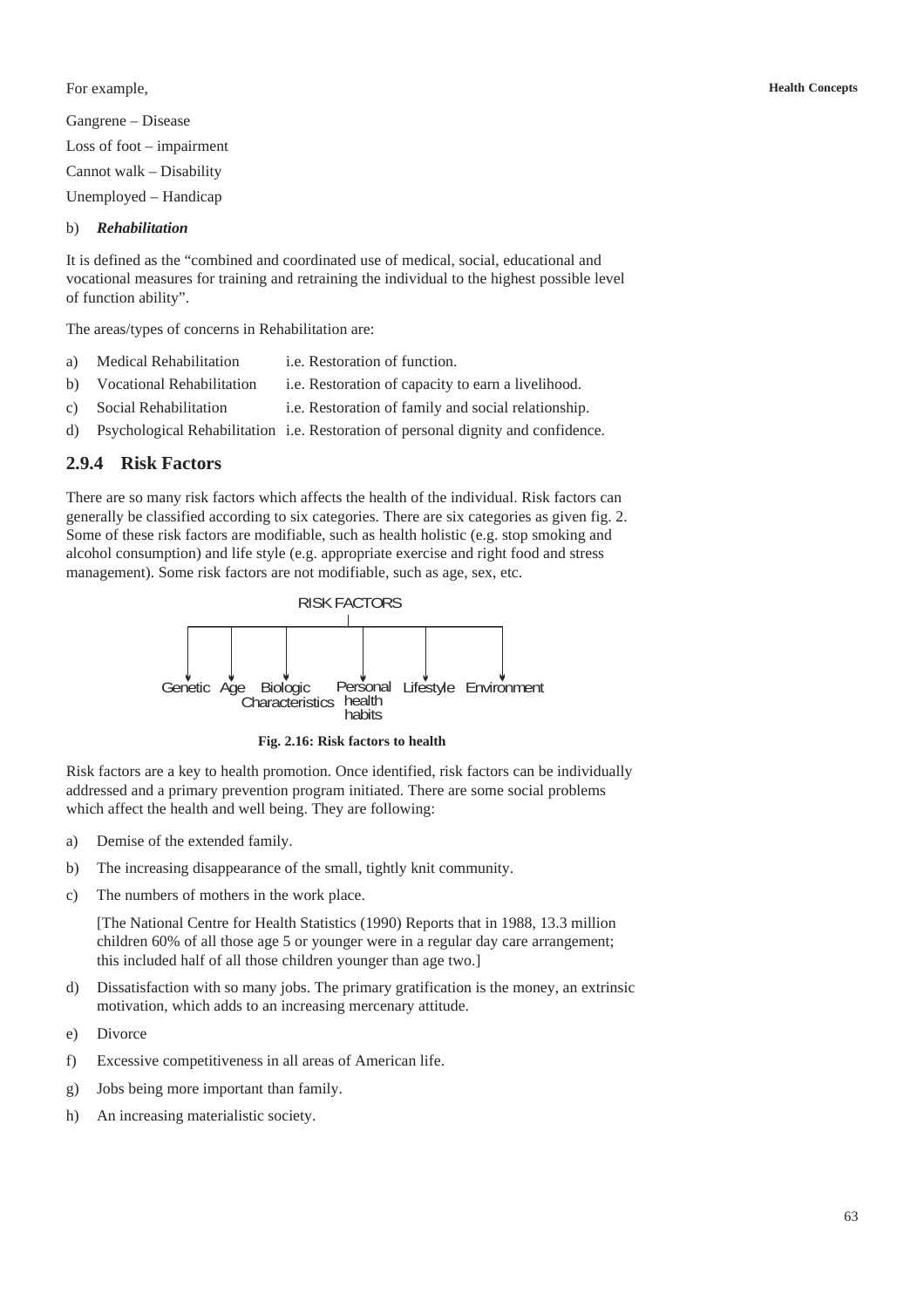For example,

Gangrene – Disease

Loss of foot – impairment

Cannot walk – Disability

Unemployed – Handicap

b) ***Rehabilitation***

It is defined as the "combined and coordinated use of medical, social, educational and vocational measures for training and retraining the individual to the highest possible level of function ability".

The areas/types of concerns in Rehabilitation are:

a) Medical Rehabilitation i.e. Restoration of function.

b) Vocational Rehabilitation i.e. Restoration of capacity to earn a livelihood.

c) Social Rehabilitation i.e. Restoration of family and social relationship.

d) Psychological Rehabilitation i.e. Restoration of personal dignity and confidence.

## 2.9.4 Risk Factors

There are so many risk factors which affects the health of the individual. Risk factors can generally be classified according to six categories. There are six categories as given fig. 2. Some of these risk factors are modifiable, such as health holistic (e.g. stop smoking and alcohol consumption) and life style (e.g. appropriate exercise and right food and stress management). Some risk factors are not modifiable, such as age, sex, etc.

RISK FACTORS

Genetic Age Biologic Characteristics Personal health habits Lifestyle Environment

**Fig. 2.16: Risk factors to health**

Risk factors are a key to health promotion. Once identified, risk factors can be individually addressed and a primary prevention program initiated. There are some social problems which affect the health and well being. They are following:

a) Demise of the extended family.

b) The increasing disappearance of the small, tightly knit community.

c) The numbers of mothers in the work place.

   [The National Centre for Health Statistics (1990) Reports that in 1988, 13.3 million children 60% of all those age 5 or younger were in a regular day care arrangement; this included half of all those children younger than age two.]

d) Dissatisfaction with so many jobs. The primary gratification is the money, an extrinsic motivation, which adds to an increasing mercenary attitude.

e) Divorce

f) Excessive competitiveness in all areas of American life.

g) Jobs being more important than family.

h) An increasing materialistic society.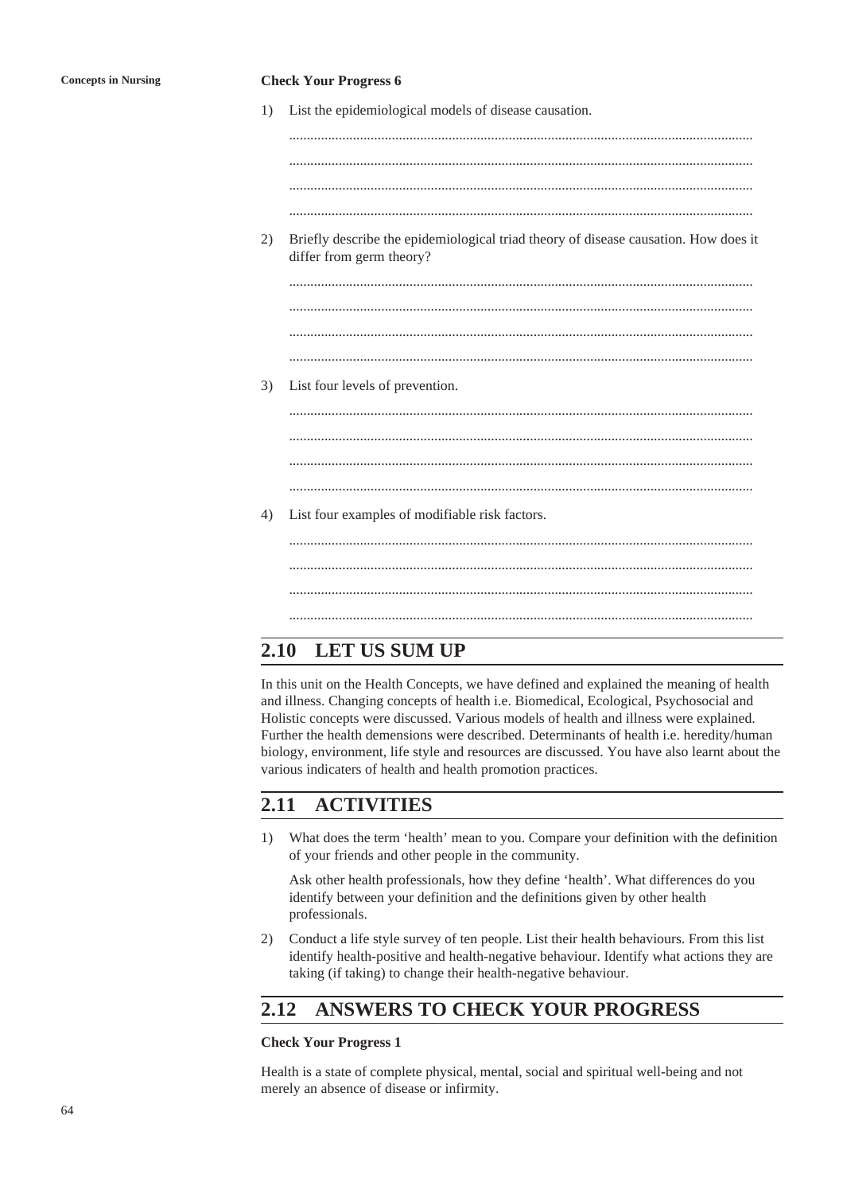**Check Your Progress 6**

1) List the epidemiological models of disease causation.

..................................................................................................................................

..................................................................................................................................

..................................................................................................................................

..................................................................................................................................

2) Briefly describe the epidemiological triad theory of disease causation. How does it differ from germ theory?

..................................................................................................................................

..................................................................................................................................

..................................................................................................................................

..................................................................................................................................

3) List four levels of prevention.

..................................................................................................................................

..................................................................................................................................

..................................................................................................................................

..................................................................................................................................

4) List four examples of modifiable risk factors.

..................................................................................................................................

..................................................................................................................................

..................................................................................................................................

..................................................................................................................................

## 2.10 LET US SUM UP

In this unit on the Health Concepts, we have defined and explained the meaning of health and illness. Changing concepts of health i.e. Biomedical, Ecological, Psychosocial and Holistic concepts were discussed. Various models of health and illness were explained. Further the health demensions were described. Determinants of health i.e. heredity/human biology, environment, life style and resources are discussed. You have also learnt about the various indicaters of health and health promotion practices.

## 2.11 ACTIVITIES

1) What does the term 'health' mean to you. Compare your definition with the definition of your friends and other people in the community.

   Ask other health professionals, how they define 'health'. What differences do you identify between your definition and the definitions given by other health professionals.

2) Conduct a life style survey of ten people. List their health behaviours. From this list identify health-positive and health-negative behaviour. Identify what actions they are taking (if taking) to change their health-negative behaviour.

## 2.12 ANSWERS TO CHECK YOUR PROGRESS

**Check Your Progress 1**

Health is a state of complete physical, mental, social and spiritual well-being and not merely an absence of disease or infirmity.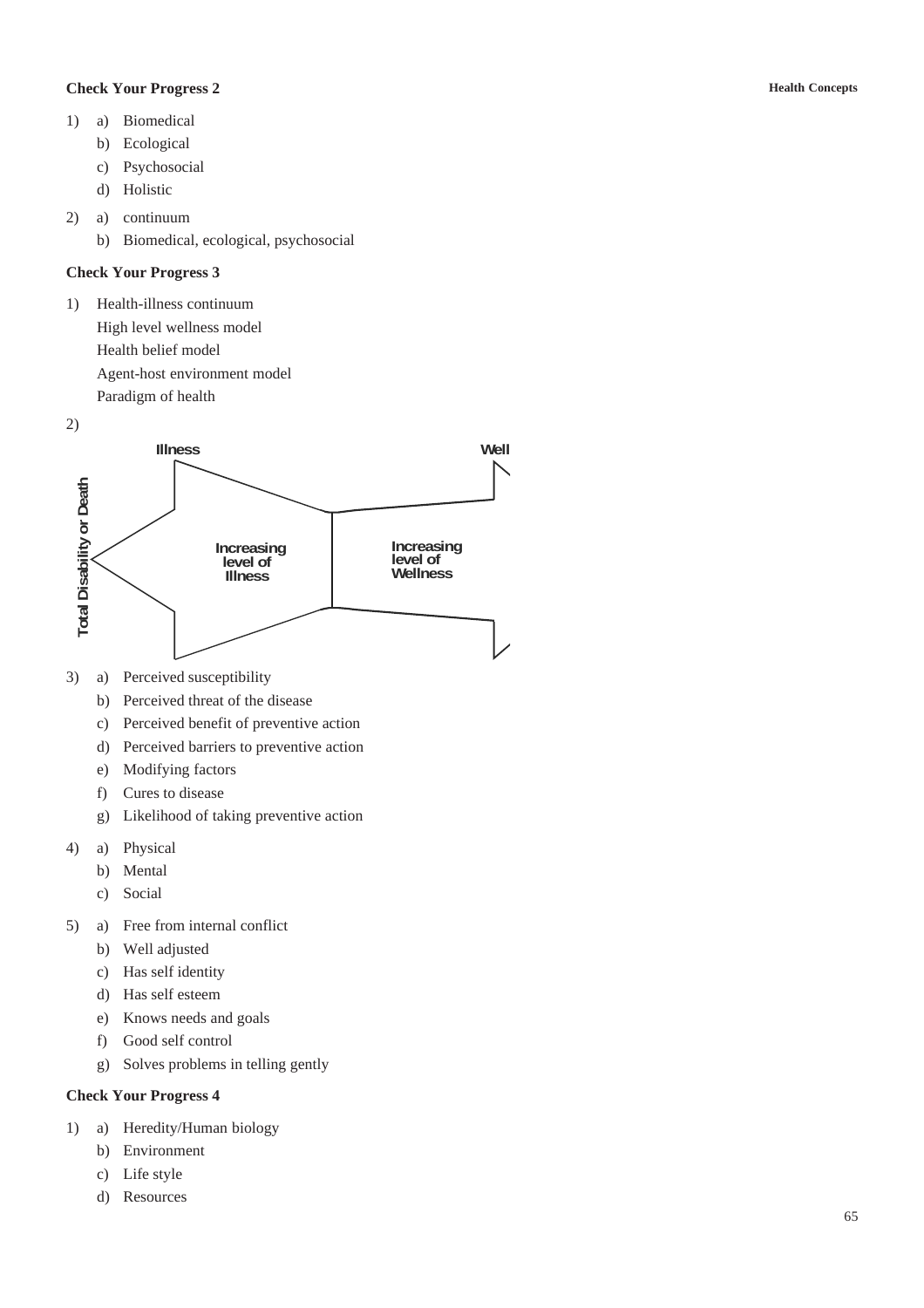### Check Your Progress 2

1) a) Biomedical
   b) Ecological
   c) Psychosocial
   d) Holistic

2) a) continuum
   b) Biomedical, ecological, psychosocial

### Check Your Progress 3

1) Health-illness continuum
   High level wellness model
   Health belief model
   Agent-host environment model
   Paradigm of health

2)

Illness | Well

Total Disability or Death

Increasing level of Illness | Increasing level of Wellness

3) a) Perceived susceptibility
   b) Perceived threat of the disease
   c) Perceived benefit of preventive action
   d) Perceived barriers to preventive action
   e) Modifying factors
   f) Cures to disease
   g) Likelihood of taking preventive action

4) a) Physical
   b) Mental
   c) Social

5) a) Free from internal conflict
   b) Well adjusted
   c) Has self identity
   d) Has self esteem
   e) Knows needs and goals
   f) Good self control
   g) Solves problems in telling gently

### Check Your Progress 4

1) a) Heredity/Human biology
   b) Environment
   c) Life style
   d) Resources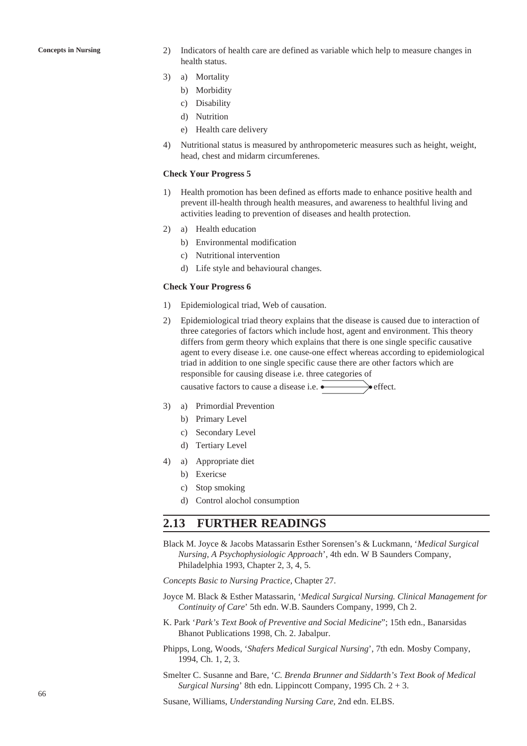2) Indicators of health care are defined as variable which help to measure changes in health status.

3) a) Mortality
   b) Morbidity
   c) Disability
   d) Nutrition
   e) Health care delivery

4) Nutritional status is measured by anthropometeric measures such as height, weight, head, chest and midarm circumferenes.

**Check Your Progress 5**

1) Health promotion has been defined as efforts made to enhance positive health and prevent ill-health through health measures, and awareness to healthful living and activities leading to prevention of diseases and health protection.

2) a) Health education
   b) Environmental modification
   c) Nutritional intervention
   d) Life style and behavioural changes.

**Check Your Progress 6**

1) Epidemiological triad, Web of causation.

2) Epidemiological triad theory explains that the disease is caused due to interaction of three categories of factors which include host, agent and environment. This theory differs from germ theory which explains that there is one single specific causative agent to every disease i.e. one cause-one effect whereas according to epidemiological triad in addition to one single specific cause there are other factors which are responsible for causing disease i.e. three categories of causative factors to cause a disease i.e. •⟹• effect.

3) a) Primordial Prevention
   b) Primary Level
   c) Secondary Level
   d) Tertiary Level

4) a) Appropriate diet
   b) Exericse
   c) Stop smoking
   d) Control alochol consumption

## 2.13 FURTHER READINGS

Black M. Joyce & Jacobs Matassarin Esther Sorensen's & Luckmann, '*Medical Surgical Nursing, A Psychophysiologic Approach*', 4th edn. W B Saunders Company, Philadelphia 1993, Chapter 2, 3, 4, 5.

*Concepts Basic to Nursing Practice*, Chapter 27.

Joyce M. Black & Esther Matassarin, '*Medical Surgical Nursing. Clinical Management for Continuity of Care*' 5th edn. W.B. Saunders Company, 1999, Ch 2.

K. Park '*Park's Text Book of Preventive and Social Medicine*"; 15th edn., Banarsidas Bhanot Publications 1998, Ch. 2. Jabalpur.

Phipps, Long, Woods, '*Shafers Medical Surgical Nursing*', 7th edn. Mosby Company, 1994, Ch. 1, 2, 3.

Smelter C. Susanne and Bare, '*C. Brenda Brunner and Siddarth's Text Book of Medical Surgical Nursing*' 8th edn. Lippincott Company, 1995 Ch. 2 + 3.

Susane, Williams, *Understanding Nursing Care*, 2nd edn. ELBS.